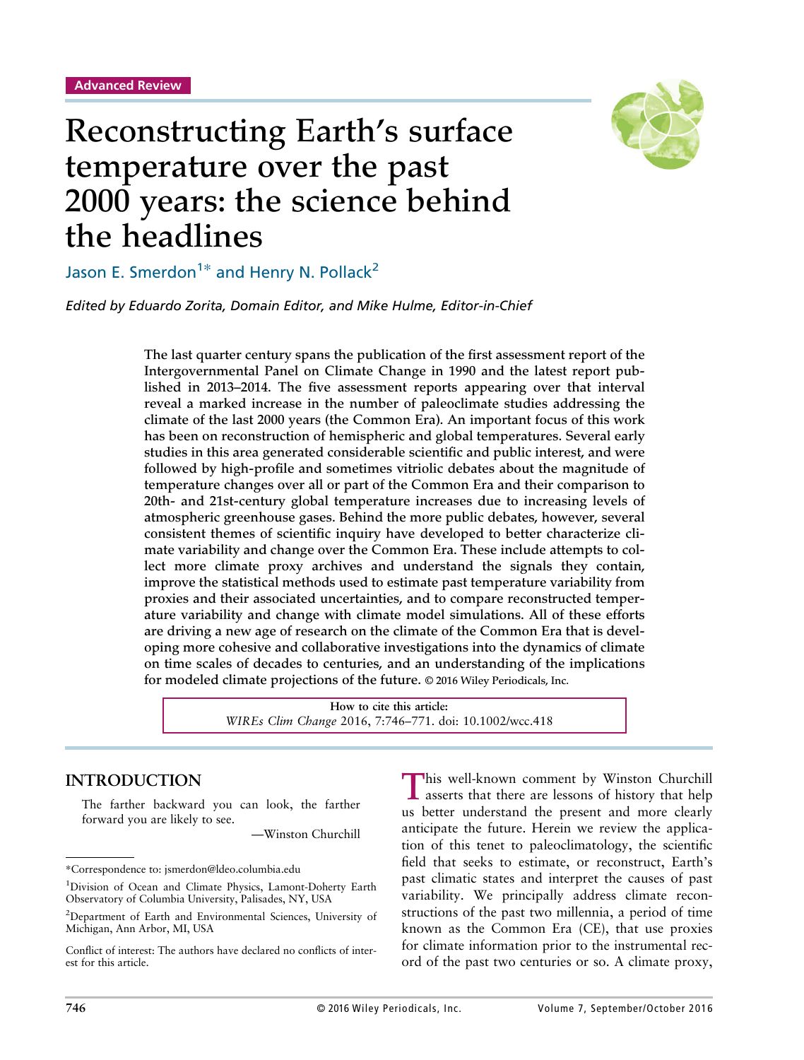Advanced Review

# Reconstructing Earth's surface temperature over the past 2000 years: the science behind the headlines

Jason E. Smerdon[1]* and Henry N. Pollack[2]

*Edited by Eduardo Zorita, Domain Editor, and Mike Hulme, Editor-in-Chief*

**The last quarter century spans the publication of the first assessment report of the Intergovernmental Panel on Climate Change in 1990 and the latest report published in 2013–2014. The five assessment reports appearing over that interval reveal a marked increase in the number of paleoclimate studies addressing the climate of the last 2000 years (the Common Era). An important focus of this work has been on reconstruction of hemispheric and global temperatures. Several early studies in this area generated considerable scientific and public interest, and were followed by high-profile and sometimes vitriolic debates about the magnitude of temperature changes over all or part of the Common Era and their comparison to 20th- and 21st-century global temperature increases due to increasing levels of atmospheric greenhouse gases. Behind the more public debates, however, several consistent themes of scientific inquiry have developed to better characterize climate variability and change over the Common Era. These include attempts to collect more climate proxy archives and understand the signals they contain, improve the statistical methods used to estimate past temperature variability from proxies and their associated uncertainties, and to compare reconstructed temperature variability and change with climate model simulations. All of these efforts are driving a new age of research on the climate of the Common Era that is developing more cohesive and collaborative investigations into the dynamics of climate on time scales of decades to centuries, and an understanding of the implications for modeled climate projections of the future.** © 2016 Wiley Periodicals, Inc.

How to cite this article:
*WIREs Clim Change* 2016, 7:746–771. doi: 10.1002/wcc.418

## INTRODUCTION

> The farther backward you can look, the farther forward you are likely to see.
>
> —Winston Churchill

This well-known comment by Winston Churchill asserts that there are lessons of history that help us better understand the present and more clearly anticipate the future. Herein we review the application of this tenet to paleoclimatology, the scientific field that seeks to estimate, or reconstruct, Earth's past climatic states and interpret the causes of past variability. We principally address climate reconstructions of the past two millennia, a period of time known as the Common Era (CE), that use proxies for climate information prior to the instrumental record of the past two centuries or so. A climate proxy,

*Correspondence to: jsmerdon@ldeo.columbia.edu

[1]Division of Ocean and Climate Physics, Lamont-Doherty Earth Observatory of Columbia University, Palisades, NY, USA

[2]Department of Earth and Environmental Sciences, University of Michigan, Ann Arbor, MI, USA

Conflict of interest: The authors have declared no conflicts of interest for this article.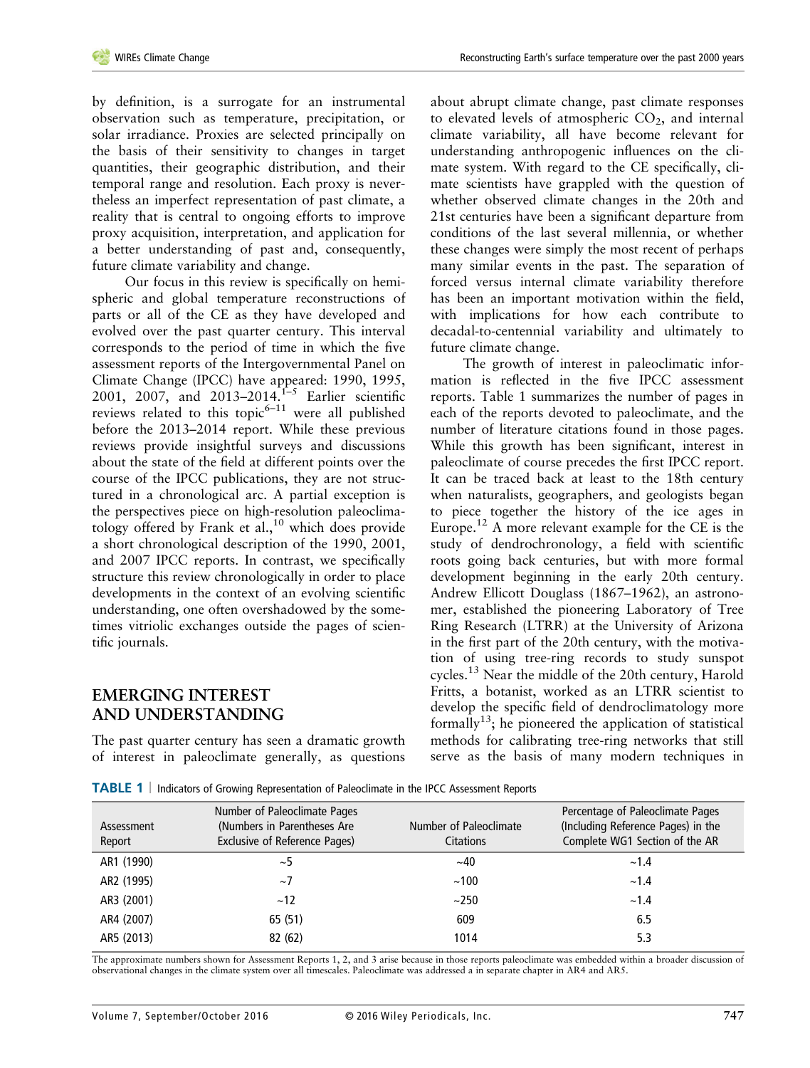by definition, is a surrogate for an instrumental observation such as temperature, precipitation, or solar irradiance. Proxies are selected principally on the basis of their sensitivity to changes in target quantities, their geographic distribution, and their temporal range and resolution. Each proxy is nevertheless an imperfect representation of past climate, a reality that is central to ongoing efforts to improve proxy acquisition, interpretation, and application for a better understanding of past and, consequently, future climate variability and change.

Our focus in this review is specifically on hemispheric and global temperature reconstructions of parts or all of the CE as they have developed and evolved over the past quarter century. This interval corresponds to the period of time in which the five assessment reports of the Intergovernmental Panel on Climate Change (IPCC) have appeared: 1990, 1995, 2001, 2007, and 2013–2014.[1–5] Earlier scientific reviews related to this topic[6–11] were all published before the 2013–2014 report. While these previous reviews provide insightful surveys and discussions about the state of the field at different points over the course of the IPCC publications, they are not structured in a chronological arc. A partial exception is the perspectives piece on high-resolution paleoclimatology offered by Frank et al.,[10] which does provide a short chronological description of the 1990, 2001, and 2007 IPCC reports. In contrast, we specifically structure this review chronologically in order to place developments in the context of an evolving scientific understanding, one often overshadowed by the sometimes vitriolic exchanges outside the pages of scientific journals.

## EMERGING INTEREST AND UNDERSTANDING

The past quarter century has seen a dramatic growth of interest in paleoclimate generally, as questions about abrupt climate change, past climate responses to elevated levels of atmospheric $CO_2$, and internal climate variability, all have become relevant for understanding anthropogenic influences on the climate system. With regard to the CE specifically, climate scientists have grappled with the question of whether observed climate changes in the 20th and 21st centuries have been a significant departure from conditions of the last several millennia, or whether these changes were simply the most recent of perhaps many similar events in the past. The separation of forced versus internal climate variability therefore has been an important motivation within the field, with implications for how each contribute to decadal-to-centennial variability and ultimately to future climate change.

The growth of interest in paleoclimatic information is reflected in the five IPCC assessment reports. Table 1 summarizes the number of pages in each of the reports devoted to paleoclimate, and the number of literature citations found in those pages. While this growth has been significant, interest in paleoclimate of course precedes the first IPCC report. It can be traced back at least to the 18th century when naturalists, geographers, and geologists began to piece together the history of the ice ages in Europe.[12] A more relevant example for the CE is the study of dendrochronology, a field with scientific roots going back centuries, but with more formal development beginning in the early 20th century. Andrew Ellicott Douglass (1867–1962), an astronomer, established the pioneering Laboratory of Tree Ring Research (LTRR) at the University of Arizona in the first part of the 20th century, with the motivation of using tree-ring records to study sunspot cycles.[13] Near the middle of the 20th century, Harold Fritts, a botanist, worked as an LTRR scientist to develop the specific field of dendroclimatology more formally[13]; he pioneered the application of statistical methods for calibrating tree-ring networks that still serve as the basis of many modern techniques in

**TABLE 1** | Indicators of Growing Representation of Paleoclimate in the IPCC Assessment Reports

| Assessment Report | Number of Paleoclimate Pages (Numbers in Parentheses Are Exclusive of Reference Pages) | Number of Paleoclimate Citations | Percentage of Paleoclimate Pages (Including Reference Pages) in the Complete WG1 Section of the AR |
|---|---|---|---|
| AR1 (1990) | ~5 | ~40 | ~1.4 |
| AR2 (1995) | ~7 | ~100 | ~1.4 |
| AR3 (2001) | ~12 | ~250 | ~1.4 |
| AR4 (2007) | 65 (51) | 609 | 6.5 |
| AR5 (2013) | 82 (62) | 1014 | 5.3 |

The approximate numbers shown for Assessment Reports 1, 2, and 3 arise because in those reports paleoclimate was embedded within a broader discussion of observational changes in the climate system over all timescales. Paleoclimate was addressed a in separate chapter in AR4 and AR5.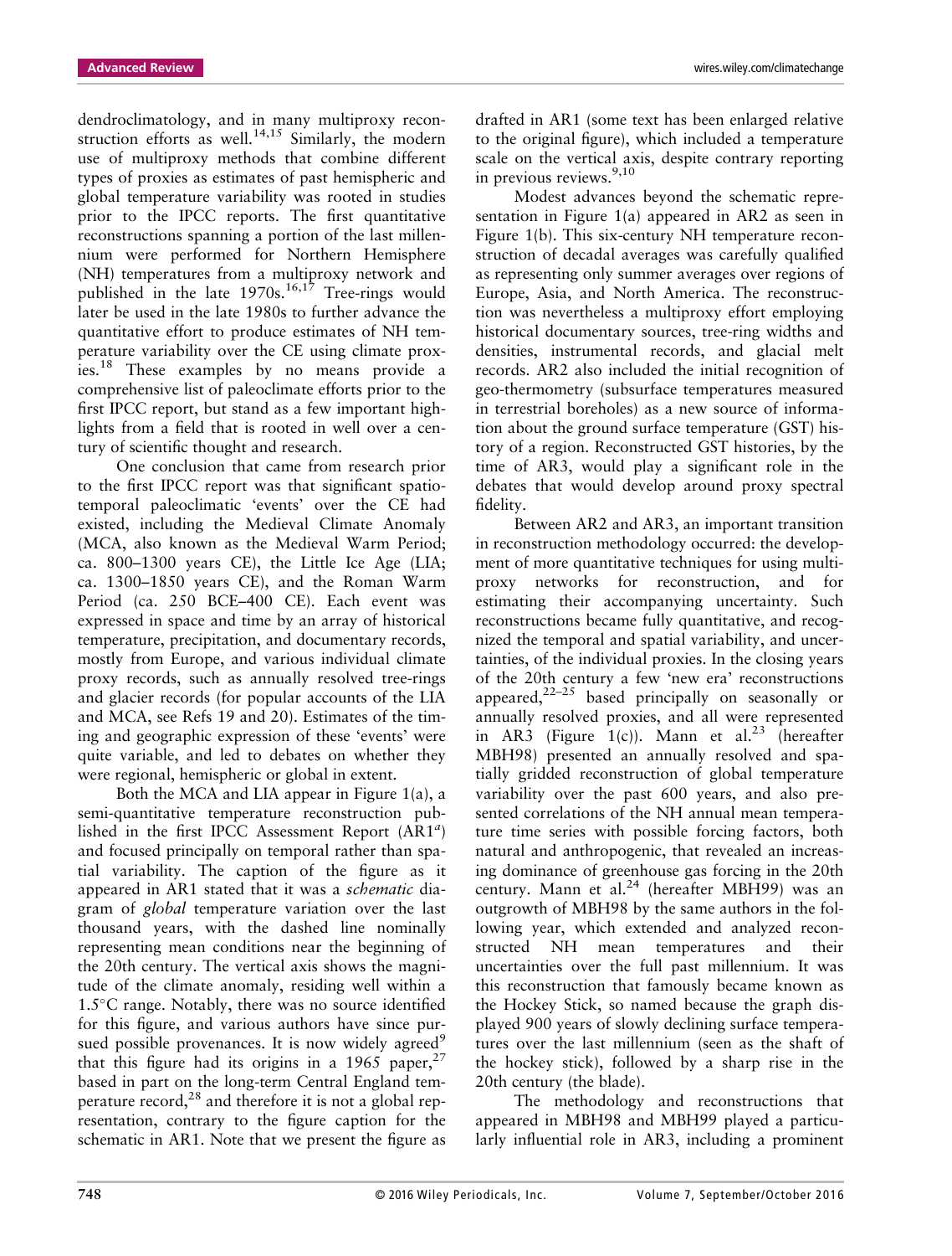dendroclimatology, and in many multiproxy reconstruction efforts as well.[14,15] Similarly, the modern use of multiproxy methods that combine different types of proxies as estimates of past hemispheric and global temperature variability was rooted in studies prior to the IPCC reports. The first quantitative reconstructions spanning a portion of the last millennium were performed for Northern Hemisphere (NH) temperatures from a multiproxy network and published in the late 1970s.[16,17] Tree-rings would later be used in the late 1980s to further advance the quantitative effort to produce estimates of NH temperature variability over the CE using climate proxies.[18] These examples by no means provide a comprehensive list of paleoclimate efforts prior to the first IPCC report, but stand as a few important highlights from a field that is rooted in well over a century of scientific thought and research.

One conclusion that came from research prior to the first IPCC report was that significant spatiotemporal paleoclimatic 'events' over the CE had existed, including the Medieval Climate Anomaly (MCA, also known as the Medieval Warm Period; ca. 800–1300 years CE), the Little Ice Age (LIA; ca. 1300–1850 years CE), and the Roman Warm Period (ca. 250 BCE–400 CE). Each event was expressed in space and time by an array of historical temperature, precipitation, and documentary records, mostly from Europe, and various individual climate proxy records, such as annually resolved tree-rings and glacier records (for popular accounts of the LIA and MCA, see Refs 19 and 20). Estimates of the timing and geographic expression of these 'events' were quite variable, and led to debates on whether they were regional, hemispheric or global in extent.

Both the MCA and LIA appear in Figure 1(a), a semi-quantitative temperature reconstruction published in the first IPCC Assessment Report (AR1[a]) and focused principally on temporal rather than spatial variability. The caption of the figure as it appeared in AR1 stated that it was a *schematic* diagram of *global* temperature variation over the last thousand years, with the dashed line nominally representing mean conditions near the beginning of the 20th century. The vertical axis shows the magnitude of the climate anomaly, residing well within a 1.5°C range. Notably, there was no source identified for this figure, and various authors have since pursued possible provenances. It is now widely agreed[9] that this figure had its origins in a 1965 paper,[27] based in part on the long-term Central England temperature record,[28] and therefore it is not a global representation, contrary to the figure caption for the schematic in AR1. Note that we present the figure as drafted in AR1 (some text has been enlarged relative to the original figure), which included a temperature scale on the vertical axis, despite contrary reporting in previous reviews.[9,10]

Modest advances beyond the schematic representation in Figure 1(a) appeared in AR2 as seen in Figure 1(b). This six-century NH temperature reconstruction of decadal averages was carefully qualified as representing only summer averages over regions of Europe, Asia, and North America. The reconstruction was nevertheless a multiproxy effort employing historical documentary sources, tree-ring widths and densities, instrumental records, and glacial melt records. AR2 also included the initial recognition of geo-thermometry (subsurface temperatures measured in terrestrial boreholes) as a new source of information about the ground surface temperature (GST) history of a region. Reconstructed GST histories, by the time of AR3, would play a significant role in the debates that would develop around proxy spectral fidelity.

Between AR2 and AR3, an important transition in reconstruction methodology occurred: the development of more quantitative techniques for using multiproxy networks for reconstruction, and for estimating their accompanying uncertainty. Such reconstructions became fully quantitative, and recognized the temporal and spatial variability, and uncertainties, of the individual proxies. In the closing years of the 20th century a few 'new era' reconstructions appeared,[22–25] based principally on seasonally or annually resolved proxies, and all were represented in AR3 (Figure 1(c)). Mann et al.[23] (hereafter MBH98) presented an annually resolved and spatially gridded reconstruction of global temperature variability over the past 600 years, and also presented correlations of the NH annual mean temperature time series with possible forcing factors, both natural and anthropogenic, that revealed an increasing dominance of greenhouse gas forcing in the 20th century. Mann et al.[24] (hereafter MBH99) was an outgrowth of MBH98 by the same authors in the following year, which extended and analyzed reconstructed NH mean temperatures and their uncertainties over the full past millennium. It was this reconstruction that famously became known as the Hockey Stick, so named because the graph displayed 900 years of slowly declining surface temperatures over the last millennium (seen as the shaft of the hockey stick), followed by a sharp rise in the 20th century (the blade).

The methodology and reconstructions that appeared in MBH98 and MBH99 played a particularly influential role in AR3, including a prominent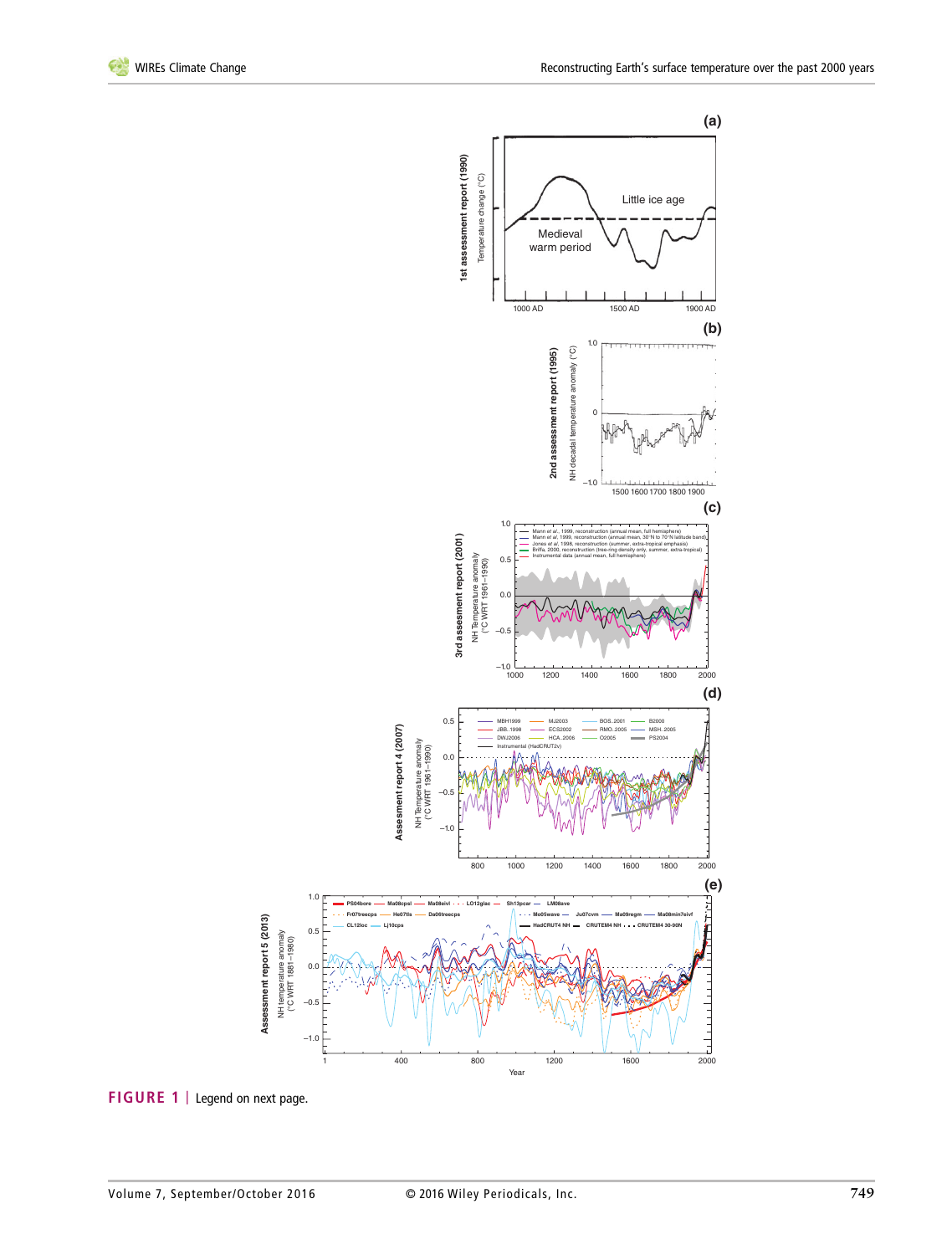(a)

1st assessment report (1990)

Temperature change (°C)

Little ice age

Medieval warm period

1000 AD

1500 AD

1900 AD

(b)

2nd assessment report (1995)

NH decadal temperature anomaly (°C)

1.0

0

−1.0

1500 1600 1700 1800 1900

(c)

3rd assesment report (2001)

NH Temperature anomaly (°C WRT 1961–1990)

1.0

0.5

0.0

−0.5

−1.0

1000 1200 1400 1600 1800 2000

Mann et al., 1999, reconstruction (annual mean, full hemisphere)

Mann et al., 1999, reconstruction (annual mean, 30°N to 70°N latitude band)

Jones et al., 1998, reconstruction (summer, extra-tropical emphasis)

Briffa, 2000, reconstruction (tree-ring density only, summer, extra-tropical)

Instrumental data (annual mean, full hemisphere)

(d)

Assesment report 4 (2007)

NH Temperature anomaly (°C WRT 1961–1990)

0.5

0.0

−0.5

−1.0

800 1000 1200 1400 1600 1800 2000

MBH1999 MJ2003 BOS..2001 B2000 JBB..1998 ECS2002 RMO..2005 MSH..2005 DWJ2006 HCA..2006 O2005 PS2004 Instrumental (HadCRUT2v)

(e)

Assessment report 5 (2013)

NH temperature anomaly (°C WRT 1881–1980)

1.0

0.5

0.0

−0.5

−1.0

1 400 800 1200 1600 2000

Year

PS04bore Ma08cpsl Ma08eivl LO12glac Sh13pcar LM08ave Fr07treecps He07lls Da06treecps Mo05wave Ju07cvm Ma09regm Ma08min7eivf CL12loc Lj10cps HadCRUT4 NH CRUTEM4 NH CRUTEM4 30-90N

**FIGURE 1** | Legend on next page.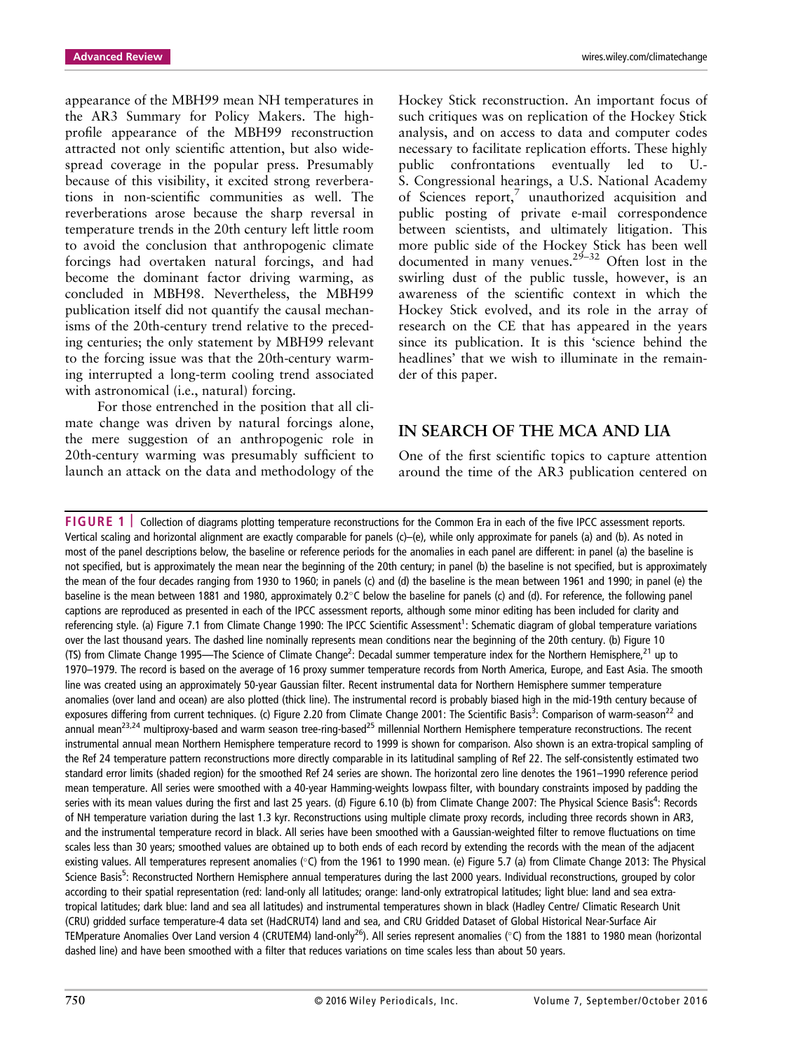appearance of the MBH99 mean NH temperatures in the AR3 Summary for Policy Makers. The high-profile appearance of the MBH99 reconstruction attracted not only scientific attention, but also widespread coverage in the popular press. Presumably because of this visibility, it excited strong reverberations in non-scientific communities as well. The reverberations arose because the sharp reversal in temperature trends in the 20th century left little room to avoid the conclusion that anthropogenic climate forcings had overtaken natural forcings, and had become the dominant factor driving warming, as concluded in MBH98. Nevertheless, the MBH99 publication itself did not quantify the causal mechanisms of the 20th-century trend relative to the preceding centuries; the only statement by MBH99 relevant to the forcing issue was that the 20th-century warming interrupted a long-term cooling trend associated with astronomical (i.e., natural) forcing.

For those entrenched in the position that all climate change was driven by natural forcings alone, the mere suggestion of an anthropogenic role in 20th-century warming was presumably sufficient to launch an attack on the data and methodology of the Hockey Stick reconstruction. An important focus of such critiques was on replication of the Hockey Stick analysis, and on access to data and computer codes necessary to facilitate replication efforts. These highly public confrontations eventually led to U.-S. Congressional hearings, a U.S. National Academy of Sciences report,[7] unauthorized acquisition and public posting of private e-mail correspondence between scientists, and ultimately litigation. This more public side of the Hockey Stick has been well documented in many venues.[29–32] Often lost in the swirling dust of the public tussle, however, is an awareness of the scientific context in which the Hockey Stick evolved, and its role in the array of research on the CE that has appeared in the years since its publication. It is this 'science behind the headlines' that we wish to illuminate in the remainder of this paper.

## IN SEARCH OF THE MCA AND LIA

One of the first scientific topics to capture attention around the time of the AR3 publication centered on

**FIGURE 1 |** Collection of diagrams plotting temperature reconstructions for the Common Era in each of the five IPCC assessment reports. Vertical scaling and horizontal alignment are exactly comparable for panels (c)–(e), while only approximate for panels (a) and (b). As noted in most of the panel descriptions below, the baseline or reference periods for the anomalies in each panel are different: in panel (a) the baseline is not specified, but is approximately the mean near the beginning of the 20th century; in panel (b) the baseline is not specified, but is approximately the mean of the four decades ranging from 1930 to 1960; in panels (c) and (d) the baseline is the mean between 1961 and 1990; in panel (e) the baseline is the mean between 1881 and 1980, approximately 0.2°C below the baseline for panels (c) and (d). For reference, the following panel captions are reproduced as presented in each of the IPCC assessment reports, although some minor editing has been included for clarity and referencing style. (a) Figure 7.1 from Climate Change 1990: The IPCC Scientific Assessment[1]: Schematic diagram of global temperature variations over the last thousand years. The dashed line nominally represents mean conditions near the beginning of the 20th century. (b) Figure 10 (TS) from Climate Change 1995—The Science of Climate Change[2]: Decadal summer temperature index for the Northern Hemisphere,[21] up to 1970–1979. The record is based on the average of 16 proxy summer temperature records from North America, Europe, and East Asia. The smooth line was created using an approximately 50-year Gaussian filter. Recent instrumental data for Northern Hemisphere summer temperature anomalies (over land and ocean) are also plotted (thick line). The instrumental record is probably biased high in the mid-19th century because of exposures differing from current techniques. (c) Figure 2.20 from Climate Change 2001: The Scientific Basis[3]: Comparison of warm-season[22] and annual mean[23,24] multiproxy-based and warm season tree-ring-based[25] millennial Northern Hemisphere temperature reconstructions. The recent instrumental annual mean Northern Hemisphere temperature record to 1999 is shown for comparison. Also shown is an extra-tropical sampling of the Ref 24 temperature pattern reconstructions more directly comparable in its latitudinal sampling of Ref 22. The self-consistently estimated two standard error limits (shaded region) for the smoothed Ref 24 series are shown. The horizontal zero line denotes the 1961–1990 reference period mean temperature. All series were smoothed with a 40-year Hamming-weights lowpass filter, with boundary constraints imposed by padding the series with its mean values during the first and last 25 years. (d) Figure 6.10 (b) from Climate Change 2007: The Physical Science Basis[4]: Records of NH temperature variation during the last 1.3 kyr. Reconstructions using multiple climate proxy records, including three records shown in AR3, and the instrumental temperature record in black. All series have been smoothed with a Gaussian-weighted filter to remove fluctuations on time scales less than 30 years; smoothed values are obtained up to both ends of each record by extending the records with the mean of the adjacent existing values. All temperatures represent anomalies (°C) from the 1961 to 1990 mean. (e) Figure 5.7 (a) from Climate Change 2013: The Physical Science Basis[5]: Reconstructed Northern Hemisphere annual temperatures during the last 2000 years. Individual reconstructions, grouped by color according to their spatial representation (red: land-only all latitudes; orange: land-only extratropical latitudes; light blue: land and sea extra-tropical latitudes; dark blue: land and sea all latitudes) and instrumental temperatures shown in black (Hadley Centre/ Climatic Research Unit (CRU) gridded surface temperature-4 data set (HadCRUT4) land and sea, and CRU Gridded Dataset of Global Historical Near-Surface Air TEMperature Anomalies Over Land version 4 (CRUTEM4) land-only[26]). All series represent anomalies (°C) from the 1881 to 1980 mean (horizontal dashed line) and have been smoothed with a filter that reduces variations on time scales less than about 50 years.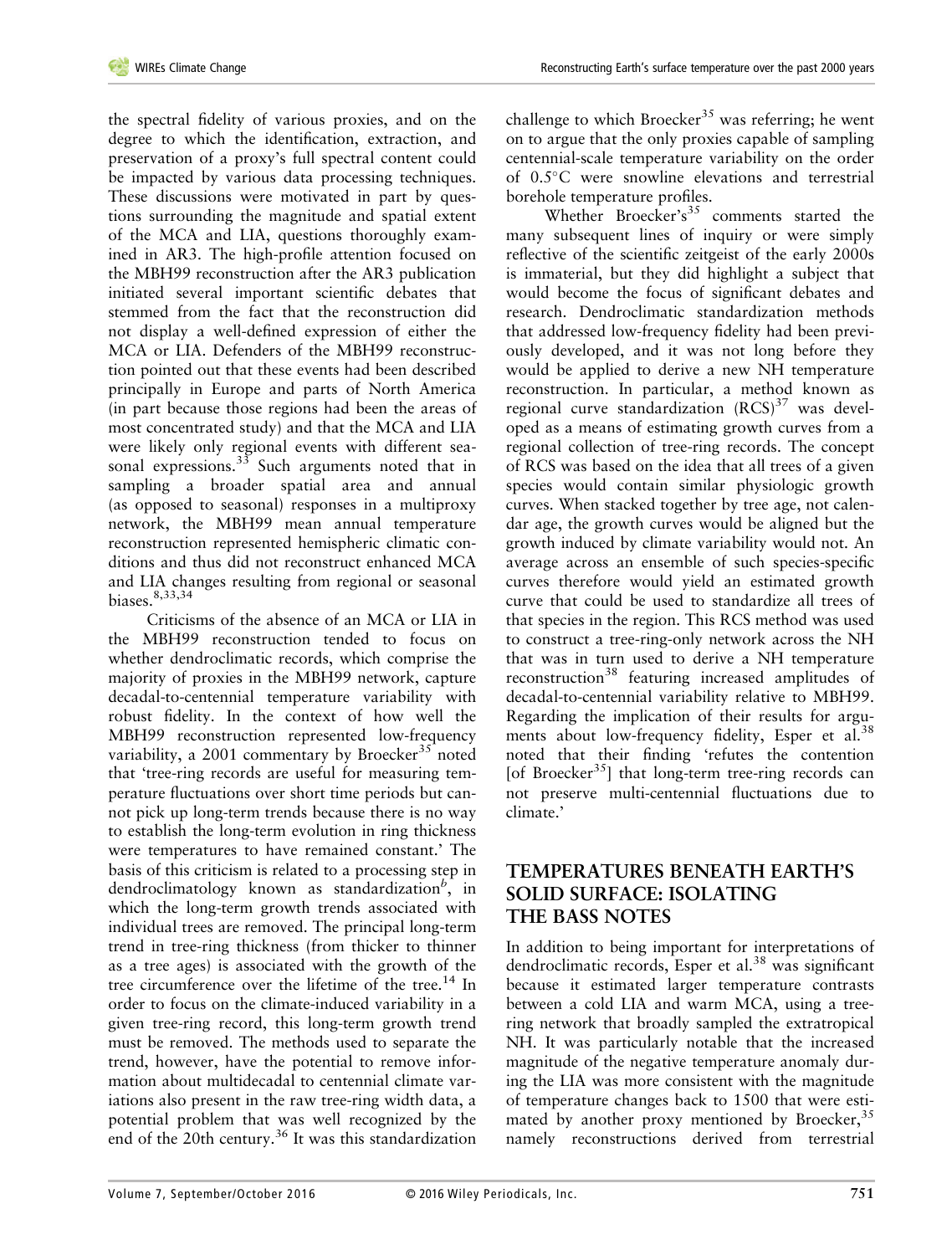the spectral fidelity of various proxies, and on the degree to which the identification, extraction, and preservation of a proxy's full spectral content could be impacted by various data processing techniques. These discussions were motivated in part by questions surrounding the magnitude and spatial extent of the MCA and LIA, questions thoroughly examined in AR3. The high-profile attention focused on the MBH99 reconstruction after the AR3 publication initiated several important scientific debates that stemmed from the fact that the reconstruction did not display a well-defined expression of either the MCA or LIA. Defenders of the MBH99 reconstruction pointed out that these events had been described principally in Europe and parts of North America (in part because those regions had been the areas of most concentrated study) and that the MCA and LIA were likely only regional events with different seasonal expressions.[33] Such arguments noted that in sampling a broader spatial area and annual (as opposed to seasonal) responses in a multiproxy network, the MBH99 mean annual temperature reconstruction represented hemispheric climatic conditions and thus did not reconstruct enhanced MCA and LIA changes resulting from regional or seasonal biases.[8,33,34]

Criticisms of the absence of an MCA or LIA in the MBH99 reconstruction tended to focus on whether dendroclimatic records, which comprise the majority of proxies in the MBH99 network, capture decadal-to-centennial temperature variability with robust fidelity. In the context of how well the MBH99 reconstruction represented low-frequency variability, a 2001 commentary by Broecker[35] noted that 'tree-ring records are useful for measuring temperature fluctuations over short time periods but cannot pick up long-term trends because there is no way to establish the long-term evolution in ring thickness were temperatures to have remained constant.' The basis of this criticism is related to a processing step in dendroclimatology known as standardization[b], in which the long-term growth trends associated with individual trees are removed. The principal long-term trend in tree-ring thickness (from thicker to thinner as a tree ages) is associated with the growth of the tree circumference over the lifetime of the tree.[14] In order to focus on the climate-induced variability in a given tree-ring record, this long-term growth trend must be removed. The methods used to separate the trend, however, have the potential to remove information about multidecadal to centennial climate variations also present in the raw tree-ring width data, a potential problem that was well recognized by the end of the 20th century.[36] It was this standardization challenge to which Broecker[35] was referring; he went on to argue that the only proxies capable of sampling centennial-scale temperature variability on the order of 0.5°C were snowline elevations and terrestrial borehole temperature profiles.

Whether Broecker's[35] comments started the many subsequent lines of inquiry or were simply reflective of the scientific zeitgeist of the early 2000s is immaterial, but they did highlight a subject that would become the focus of significant debates and research. Dendroclimatic standardization methods that addressed low-frequency fidelity had been previously developed, and it was not long before they would be applied to derive a new NH temperature reconstruction. In particular, a method known as regional curve standardization (RCS)[37] was developed as a means of estimating growth curves from a regional collection of tree-ring records. The concept of RCS was based on the idea that all trees of a given species would contain similar physiologic growth curves. When stacked together by tree age, not calendar age, the growth curves would be aligned but the growth induced by climate variability would not. An average across an ensemble of such species-specific curves therefore would yield an estimated growth curve that could be used to standardize all trees of that species in the region. This RCS method was used to construct a tree-ring-only network across the NH that was in turn used to derive a NH temperature reconstruction[38] featuring increased amplitudes of decadal-to-centennial variability relative to MBH99. Regarding the implication of their results for arguments about low-frequency fidelity, Esper et al.[38] noted that their finding 'refutes the contention [of Broecker[35]] that long-term tree-ring records can not preserve multi-centennial fluctuations due to climate.'

## TEMPERATURES BENEATH EARTH'S SOLID SURFACE: ISOLATING THE BASS NOTES

In addition to being important for interpretations of dendroclimatic records, Esper et al.[38] was significant because it estimated larger temperature contrasts between a cold LIA and warm MCA, using a tree-ring network that broadly sampled the extratropical NH. It was particularly notable that the increased magnitude of the negative temperature anomaly during the LIA was more consistent with the magnitude of temperature changes back to 1500 that were estimated by another proxy mentioned by Broecker,[35] namely reconstructions derived from terrestrial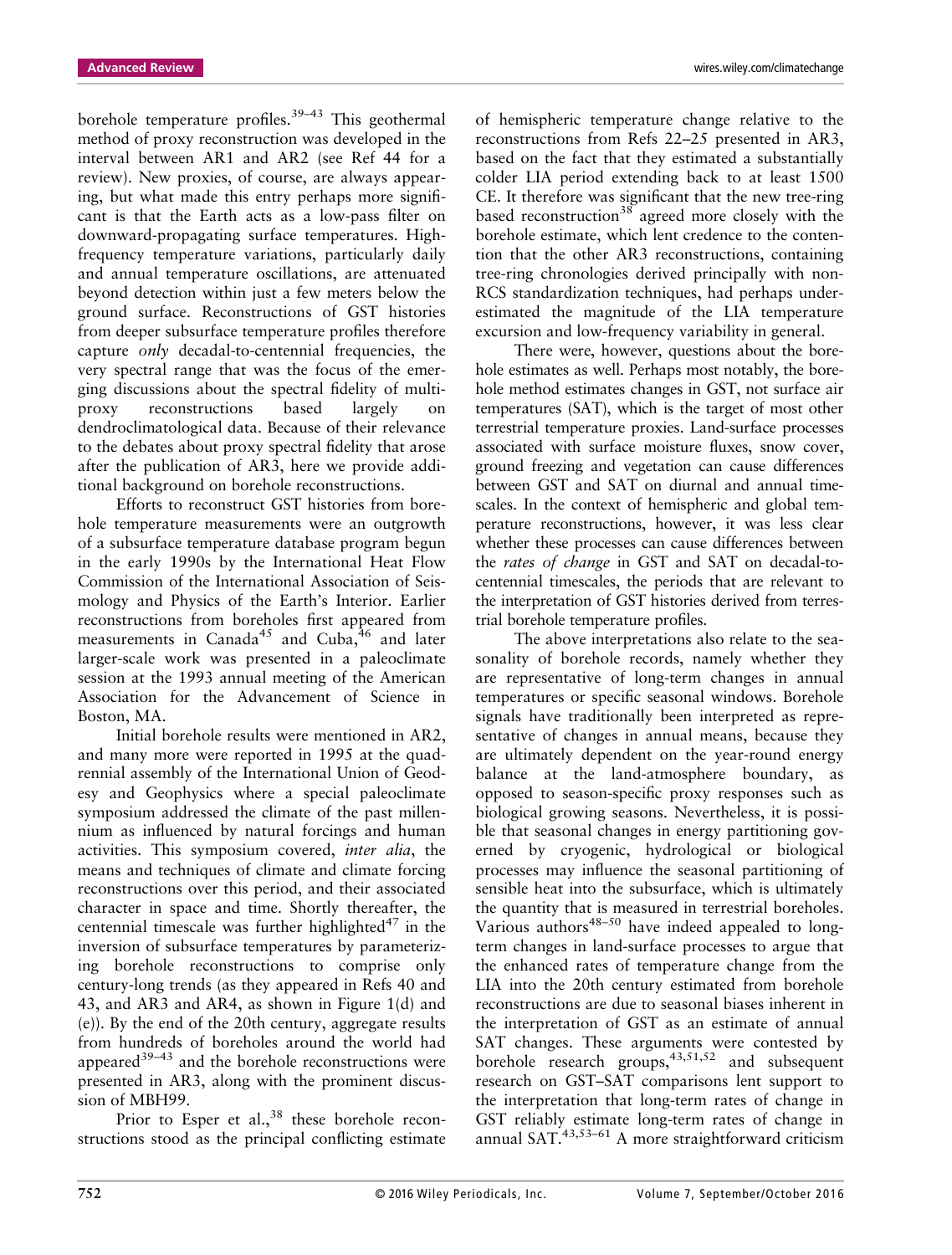borehole temperature profiles.[39–43] This geothermal method of proxy reconstruction was developed in the interval between AR1 and AR2 (see Ref 44 for a review). New proxies, of course, are always appearing, but what made this entry perhaps more significant is that the Earth acts as a low-pass filter on downward-propagating surface temperatures. High-frequency temperature variations, particularly daily and annual temperature oscillations, are attenuated beyond detection within just a few meters below the ground surface. Reconstructions of GST histories from deeper subsurface temperature profiles therefore capture *only* decadal-to-centennial frequencies, the very spectral range that was the focus of the emerging discussions about the spectral fidelity of multi-proxy reconstructions based largely on dendroclimatological data. Because of their relevance to the debates about proxy spectral fidelity that arose after the publication of AR3, here we provide additional background on borehole reconstructions.

Efforts to reconstruct GST histories from borehole temperature measurements were an outgrowth of a subsurface temperature database program begun in the early 1990s by the International Heat Flow Commission of the International Association of Seismology and Physics of the Earth's Interior. Earlier reconstructions from boreholes first appeared from measurements in Canada[45] and Cuba,[46] and later larger-scale work was presented in a paleoclimate session at the 1993 annual meeting of the American Association for the Advancement of Science in Boston, MA.

Initial borehole results were mentioned in AR2, and many more were reported in 1995 at the quadrennial assembly of the International Union of Geodesy and Geophysics where a special paleoclimate symposium addressed the climate of the past millennium as influenced by natural forcings and human activities. This symposium covered, *inter alia*, the means and techniques of climate and climate forcing reconstructions over this period, and their associated character in space and time. Shortly thereafter, the centennial timescale was further highlighted[47] in the inversion of subsurface temperatures by parameterizing borehole reconstructions to comprise only century-long trends (as they appeared in Refs 40 and 43, and AR3 and AR4, as shown in Figure 1(d) and (e)). By the end of the 20th century, aggregate results from hundreds of boreholes around the world had appeared[39–43] and the borehole reconstructions were presented in AR3, along with the prominent discussion of MBH99.

Prior to Esper et al.,[38] these borehole reconstructions stood as the principal conflicting estimate of hemispheric temperature change relative to the reconstructions from Refs 22–25 presented in AR3, based on the fact that they estimated a substantially colder LIA period extending back to at least 1500 CE. It therefore was significant that the new tree-ring based reconstruction[38] agreed more closely with the borehole estimate, which lent credence to the contention that the other AR3 reconstructions, containing tree-ring chronologies derived principally with non-RCS standardization techniques, had perhaps underestimated the magnitude of the LIA temperature excursion and low-frequency variability in general.

There were, however, questions about the borehole estimates as well. Perhaps most notably, the borehole method estimates changes in GST, not surface air temperatures (SAT), which is the target of most other terrestrial temperature proxies. Land-surface processes associated with surface moisture fluxes, snow cover, ground freezing and vegetation can cause differences between GST and SAT on diurnal and annual timescales. In the context of hemispheric and global temperature reconstructions, however, it was less clear whether these processes can cause differences between the *rates of change* in GST and SAT on decadal-to-centennial timescales, the periods that are relevant to the interpretation of GST histories derived from terrestrial borehole temperature profiles.

The above interpretations also relate to the seasonality of borehole records, namely whether they are representative of long-term changes in annual temperatures or specific seasonal windows. Borehole signals have traditionally been interpreted as representative of changes in annual means, because they are ultimately dependent on the year-round energy balance at the land-atmosphere boundary, as opposed to season-specific proxy responses such as biological growing seasons. Nevertheless, it is possible that seasonal changes in energy partitioning governed by cryogenic, hydrological or biological processes may influence the seasonal partitioning of sensible heat into the subsurface, which is ultimately the quantity that is measured in terrestrial boreholes. Various authors[48–50] have indeed appealed to long-term changes in land-surface processes to argue that the enhanced rates of temperature change from the LIA into the 20th century estimated from borehole reconstructions are due to seasonal biases inherent in the interpretation of GST as an estimate of annual SAT changes. These arguments were contested by borehole research groups,[43,51,52] and subsequent research on GST–SAT comparisons lent support to the interpretation that long-term rates of change in GST reliably estimate long-term rates of change in annual SAT.[43,53–61] A more straightforward criticism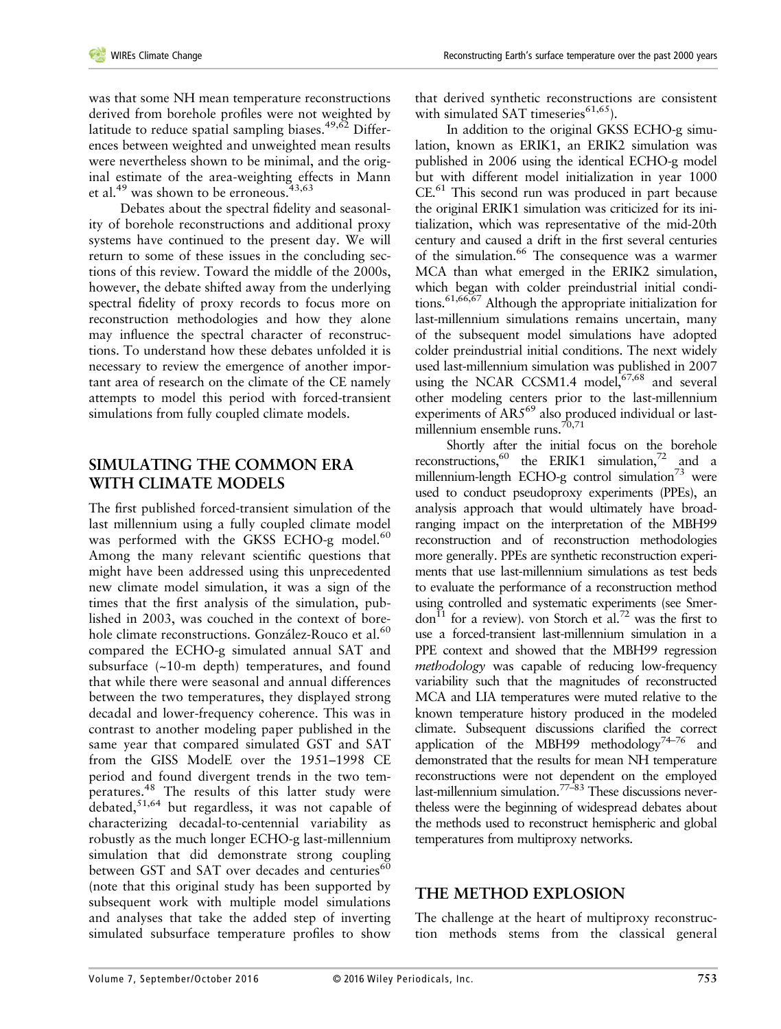was that some NH mean temperature reconstructions derived from borehole profiles were not weighted by latitude to reduce spatial sampling biases.[49,62] Differences between weighted and unweighted mean results were nevertheless shown to be minimal, and the original estimate of the area-weighting effects in Mann et al.[49] was shown to be erroneous.[43,63]

Debates about the spectral fidelity and seasonality of borehole reconstructions and additional proxy systems have continued to the present day. We will return to some of these issues in the concluding sections of this review. Toward the middle of the 2000s, however, the debate shifted away from the underlying spectral fidelity of proxy records to focus more on reconstruction methodologies and how they alone may influence the spectral character of reconstructions. To understand how these debates unfolded it is necessary to review the emergence of another important area of research on the climate of the CE namely attempts to model this period with forced-transient simulations from fully coupled climate models.

## SIMULATING THE COMMON ERA WITH CLIMATE MODELS

The first published forced-transient simulation of the last millennium using a fully coupled climate model was performed with the GKSS ECHO-g model.[60] Among the many relevant scientific questions that might have been addressed using this unprecedented new climate model simulation, it was a sign of the times that the first analysis of the simulation, published in 2003, was couched in the context of borehole climate reconstructions. González-Rouco et al.[60] compared the ECHO-g simulated annual SAT and subsurface (~10-m depth) temperatures, and found that while there were seasonal and annual differences between the two temperatures, they displayed strong decadal and lower-frequency coherence. This was in contrast to another modeling paper published in the same year that compared simulated GST and SAT from the GISS ModelE over the 1951–1998 CE period and found divergent trends in the two temperatures.[48] The results of this latter study were debated,[51,64] but regardless, it was not capable of characterizing decadal-to-centennial variability as robustly as the much longer ECHO-g last-millennium simulation that did demonstrate strong coupling between GST and SAT over decades and centuries[60] (note that this original study has been supported by subsequent work with multiple model simulations and analyses that take the added step of inverting simulated subsurface temperature profiles to show that derived synthetic reconstructions are consistent with simulated SAT timeseries[61,65]).

In addition to the original GKSS ECHO-g simulation, known as ERIK1, an ERIK2 simulation was published in 2006 using the identical ECHO-g model but with different model initialization in year 1000 CE.[61] This second run was produced in part because the original ERIK1 simulation was criticized for its initialization, which was representative of the mid-20th century and caused a drift in the first several centuries of the simulation.[66] The consequence was a warmer MCA than what emerged in the ERIK2 simulation, which began with colder preindustrial initial conditions.[61,66,67] Although the appropriate initialization for last-millennium simulations remains uncertain, many of the subsequent model simulations have adopted colder preindustrial initial conditions. The next widely used last-millennium simulation was published in 2007 using the NCAR CCSM1.4 model,[67,68] and several other modeling centers prior to the last-millennium experiments of AR5[69] also produced individual or last-millennium ensemble runs.[70,71]

Shortly after the initial focus on the borehole reconstructions,[60] the ERIK1 simulation,[72] and a millennium-length ECHO-g control simulation[73] were used to conduct pseudoproxy experiments (PPEs), an analysis approach that would ultimately have broad-ranging impact on the interpretation of the MBH99 reconstruction and of reconstruction methodologies more generally. PPEs are synthetic reconstruction experiments that use last-millennium simulations as test beds to evaluate the performance of a reconstruction method using controlled and systematic experiments (see Smerdon[11] for a review). von Storch et al.[72] was the first to use a forced-transient last-millennium simulation in a PPE context and showed that the MBH99 regression *methodology* was capable of reducing low-frequency variability such that the magnitudes of reconstructed MCA and LIA temperatures were muted relative to the known temperature history produced in the modeled climate. Subsequent discussions clarified the correct application of the MBH99 methodology[74–76] and demonstrated that the results for mean NH temperature reconstructions were not dependent on the employed last-millennium simulation.[77–83] These discussions nevertheless were the beginning of widespread debates about the methods used to reconstruct hemispheric and global temperatures from multiproxy networks.

## THE METHOD EXPLOSION

The challenge at the heart of multiproxy reconstruction methods stems from the classical general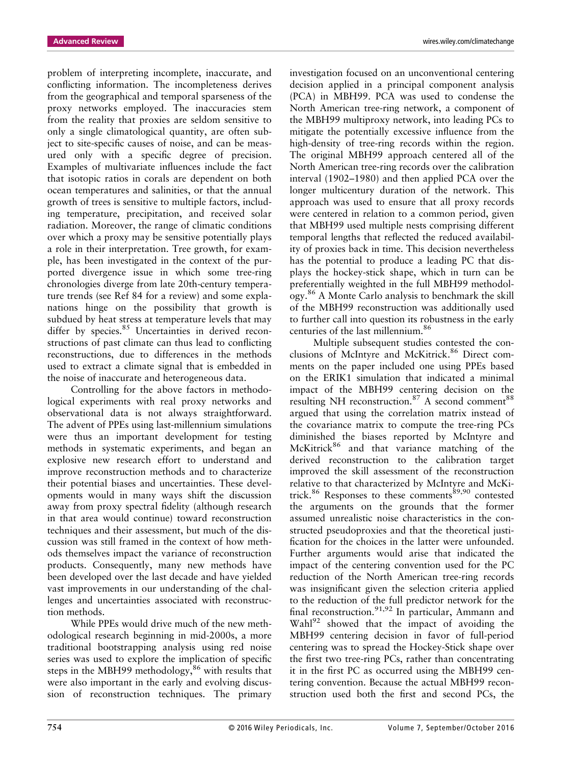problem of interpreting incomplete, inaccurate, and conflicting information. The incompleteness derives from the geographical and temporal sparseness of the proxy networks employed. The inaccuracies stem from the reality that proxies are seldom sensitive to only a single climatological quantity, are often subject to site-specific causes of noise, and can be measured only with a specific degree of precision. Examples of multivariate influences include the fact that isotopic ratios in corals are dependent on both ocean temperatures and salinities, or that the annual growth of trees is sensitive to multiple factors, including temperature, precipitation, and received solar radiation. Moreover, the range of climatic conditions over which a proxy may be sensitive potentially plays a role in their interpretation. Tree growth, for example, has been investigated in the context of the purported divergence issue in which some tree-ring chronologies diverge from late 20th-century temperature trends (see Ref 84 for a review) and some explanations hinge on the possibility that growth is subdued by heat stress at temperature levels that may differ by species.[85] Uncertainties in derived reconstructions of past climate can thus lead to conflicting reconstructions, due to differences in the methods used to extract a climate signal that is embedded in the noise of inaccurate and heterogeneous data.

Controlling for the above factors in methodological experiments with real proxy networks and observational data is not always straightforward. The advent of PPEs using last-millennium simulations were thus an important development for testing methods in systematic experiments, and began an explosive new research effort to understand and improve reconstruction methods and to characterize their potential biases and uncertainties. These developments would in many ways shift the discussion away from proxy spectral fidelity (although research in that area would continue) toward reconstruction techniques and their assessment, but much of the discussion was still framed in the context of how methods themselves impact the variance of reconstruction products. Consequently, many new methods have been developed over the last decade and have yielded vast improvements in our understanding of the challenges and uncertainties associated with reconstruction methods.

While PPEs would drive much of the new methodological research beginning in mid-2000s, a more traditional bootstrapping analysis using red noise series was used to explore the implication of specific steps in the MBH99 methodology,[86] with results that were also important in the early and evolving discussion of reconstruction techniques. The primary investigation focused on an unconventional centering decision applied in a principal component analysis (PCA) in MBH99. PCA was used to condense the North American tree-ring network, a component of the MBH99 multiproxy network, into leading PCs to mitigate the potentially excessive influence from the high-density of tree-ring records within the region. The original MBH99 approach centered all of the North American tree-ring records over the calibration interval (1902–1980) and then applied PCA over the longer multicentury duration of the network. This approach was used to ensure that all proxy records were centered in relation to a common period, given that MBH99 used multiple nests comprising different temporal lengths that reflected the reduced availability of proxies back in time. This decision nevertheless has the potential to produce a leading PC that displays the hockey-stick shape, which in turn can be preferentially weighted in the full MBH99 methodology.[86] A Monte Carlo analysis to benchmark the skill of the MBH99 reconstruction was additionally used to further call into question its robustness in the early centuries of the last millennium.[86]

Multiple subsequent studies contested the conclusions of McIntyre and McKitrick.[86] Direct comments on the paper included one using PPEs based on the ERIK1 simulation that indicated a minimal impact of the MBH99 centering decision on the resulting NH reconstruction.[87] A second comment[88] argued that using the correlation matrix instead of the covariance matrix to compute the tree-ring PCs diminished the biases reported by McIntyre and McKitrick[86] and that variance matching of the derived reconstruction to the calibration target improved the skill assessment of the reconstruction relative to that characterized by McIntyre and McKitrick.[86] Responses to these comments[89,90] contested the arguments on the grounds that the former assumed unrealistic noise characteristics in the constructed pseudoproxies and that the theoretical justification for the choices in the latter were unfounded. Further arguments would arise that indicated the impact of the centering convention used for the PC reduction of the North American tree-ring records was insignificant given the selection criteria applied to the reduction of the full predictor network for the final reconstruction.[91,92] In particular, Ammann and Wahl[92] showed that the impact of avoiding the MBH99 centering decision in favor of full-period centering was to spread the Hockey-Stick shape over the first two tree-ring PCs, rather than concentrating it in the first PC as occurred using the MBH99 centering convention. Because the actual MBH99 reconstruction used both the first and second PCs, the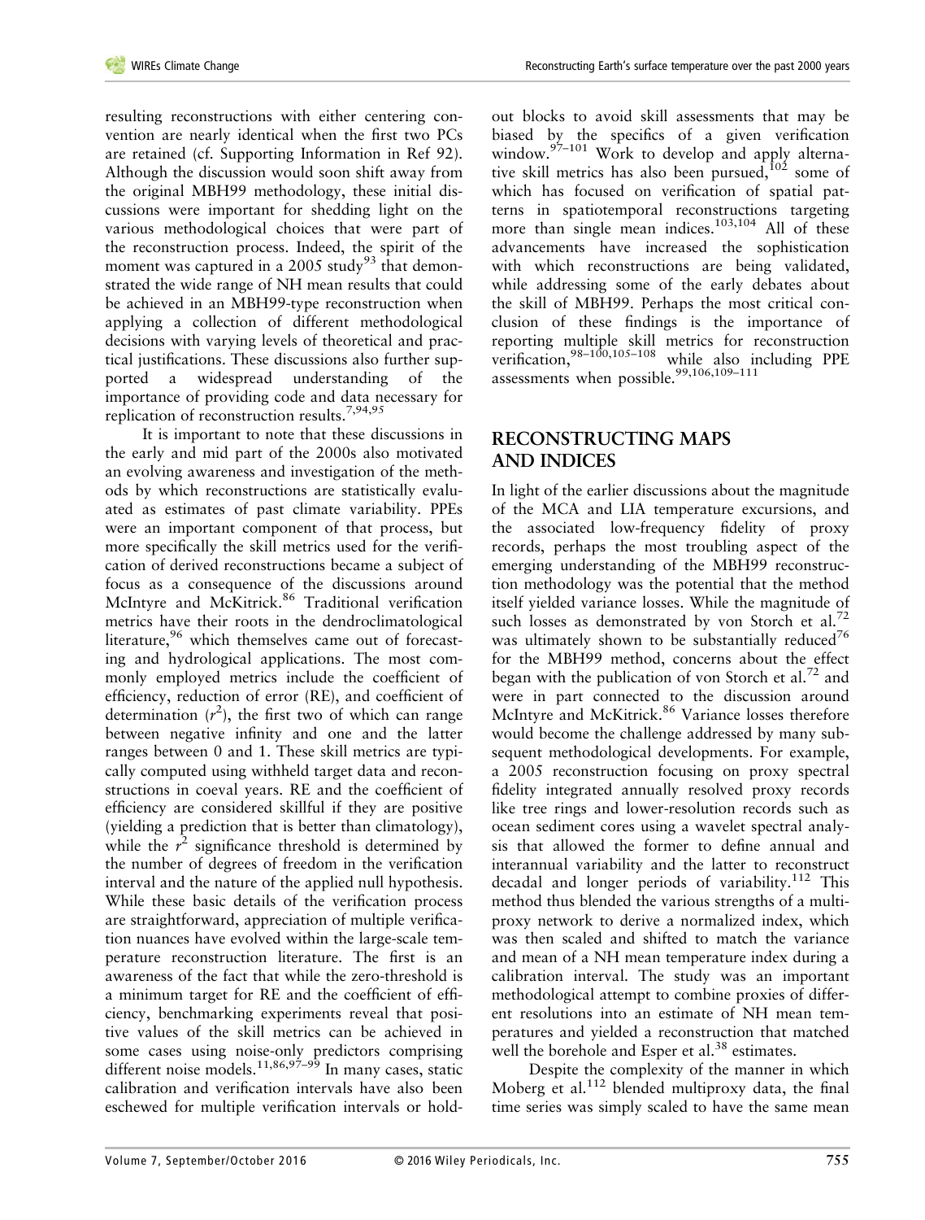resulting reconstructions with either centering convention are nearly identical when the first two PCs are retained (cf. Supporting Information in Ref 92). Although the discussion would soon shift away from the original MBH99 methodology, these initial discussions were important for shedding light on the various methodological choices that were part of the reconstruction process. Indeed, the spirit of the moment was captured in a 2005 study[93] that demonstrated the wide range of NH mean results that could be achieved in an MBH99-type reconstruction when applying a collection of different methodological decisions with varying levels of theoretical and practical justifications. These discussions also further supported a widespread understanding of the importance of providing code and data necessary for replication of reconstruction results.[7,94,95]

It is important to note that these discussions in the early and mid part of the 2000s also motivated an evolving awareness and investigation of the methods by which reconstructions are statistically evaluated as estimates of past climate variability. PPEs were an important component of that process, but more specifically the skill metrics used for the verification of derived reconstructions became a subject of focus as a consequence of the discussions around McIntyre and McKitrick.[86] Traditional verification metrics have their roots in the dendroclimatological literature,[96] which themselves came out of forecasting and hydrological applications. The most commonly employed metrics include the coefficient of efficiency, reduction of error (RE), and coefficient of determination ($r^2$), the first two of which can range between negative infinity and one and the latter ranges between 0 and 1. These skill metrics are typically computed using withheld target data and reconstructions in coeval years. RE and the coefficient of efficiency are considered skillful if they are positive (yielding a prediction that is better than climatology), while the $r^2$ significance threshold is determined by the number of degrees of freedom in the verification interval and the nature of the applied null hypothesis. While these basic details of the verification process are straightforward, appreciation of multiple verification nuances have evolved within the large-scale temperature reconstruction literature. The first is an awareness of the fact that while the zero-threshold is a minimum target for RE and the coefficient of efficiency, benchmarking experiments reveal that positive values of the skill metrics can be achieved in some cases using noise-only predictors comprising different noise models.[11,86,97–99] In many cases, static calibration and verification intervals have also been eschewed for multiple verification intervals or hold-out blocks to avoid skill assessments that may be biased by the specifics of a given verification window.[97–101] Work to develop and apply alternative skill metrics has also been pursued,[102] some of which has focused on verification of spatial patterns in spatiotemporal reconstructions targeting more than single mean indices.[103,104] All of these advancements have increased the sophistication with which reconstructions are being validated, while addressing some of the early debates about the skill of MBH99. Perhaps the most critical conclusion of these findings is the importance of reporting multiple skill metrics for reconstruction verification,[98–100,105–108] while also including PPE assessments when possible.[99,106,109–111]

## RECONSTRUCTING MAPS AND INDICES

In light of the earlier discussions about the magnitude of the MCA and LIA temperature excursions, and the associated low-frequency fidelity of proxy records, perhaps the most troubling aspect of the emerging understanding of the MBH99 reconstruction methodology was the potential that the method itself yielded variance losses. While the magnitude of such losses as demonstrated by von Storch et al.[72] was ultimately shown to be substantially reduced[76] for the MBH99 method, concerns about the effect began with the publication of von Storch et al.[72] and were in part connected to the discussion around McIntyre and McKitrick.[86] Variance losses therefore would become the challenge addressed by many subsequent methodological developments. For example, a 2005 reconstruction focusing on proxy spectral fidelity integrated annually resolved proxy records like tree rings and lower-resolution records such as ocean sediment cores using a wavelet spectral analysis that allowed the former to define annual and interannual variability and the latter to reconstruct decadal and longer periods of variability.[112] This method thus blended the various strengths of a multiproxy network to derive a normalized index, which was then scaled and shifted to match the variance and mean of a NH mean temperature index during a calibration interval. The study was an important methodological attempt to combine proxies of different resolutions into an estimate of NH mean temperatures and yielded a reconstruction that matched well the borehole and Esper et al.[38] estimates.

Despite the complexity of the manner in which Moberg et al.[112] blended multiproxy data, the final time series was simply scaled to have the same mean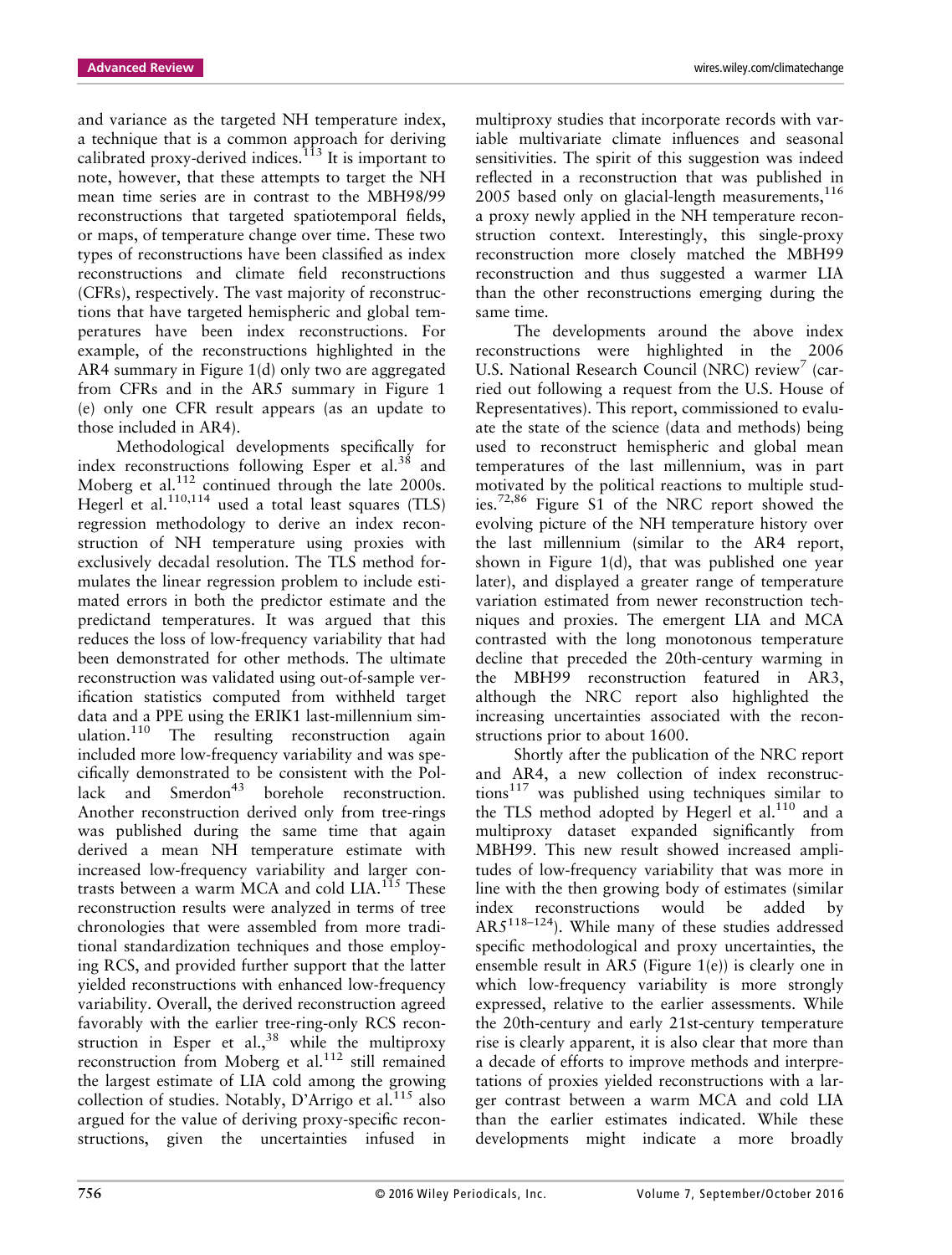and variance as the targeted NH temperature index, a technique that is a common approach for deriving calibrated proxy-derived indices.[113] It is important to note, however, that these attempts to target the NH mean time series are in contrast to the MBH98/99 reconstructions that targeted spatiotemporal fields, or maps, of temperature change over time. These two types of reconstructions have been classified as index reconstructions and climate field reconstructions (CFRs), respectively. The vast majority of reconstructions that have targeted hemispheric and global temperatures have been index reconstructions. For example, of the reconstructions highlighted in the AR4 summary in Figure 1(d) only two are aggregated from CFRs and in the AR5 summary in Figure 1(e) only one CFR result appears (as an update to those included in AR4).

Methodological developments specifically for index reconstructions following Esper et al.[38] and Moberg et al.[112] continued through the late 2000s. Hegerl et al.[110,114] used a total least squares (TLS) regression methodology to derive an index reconstruction of NH temperature using proxies with exclusively decadal resolution. The TLS method formulates the linear regression problem to include estimated errors in both the predictor estimate and the predictand temperatures. It was argued that this reduces the loss of low-frequency variability that had been demonstrated for other methods. The ultimate reconstruction was validated using out-of-sample verification statistics computed from withheld target data and a PPE using the ERIK1 last-millennium simulation.[110] The resulting reconstruction again included more low-frequency variability and was specifically demonstrated to be consistent with the Pollack and Smerdon[43] borehole reconstruction. Another reconstruction derived only from tree-rings was published during the same time that again derived a mean NH temperature estimate with increased low-frequency variability and larger contrasts between a warm MCA and cold LIA.[115] These reconstruction results were analyzed in terms of tree chronologies that were assembled from more traditional standardization techniques and those employing RCS, and provided further support that the latter yielded reconstructions with enhanced low-frequency variability. Overall, the derived reconstruction agreed favorably with the earlier tree-ring-only RCS reconstruction in Esper et al.,[38] while the multiproxy reconstruction from Moberg et al.[112] still remained the largest estimate of LIA cold among the growing collection of studies. Notably, D'Arrigo et al.[115] also argued for the value of deriving proxy-specific reconstructions, given the uncertainties infused in multiproxy studies that incorporate records with variable multivariate climate influences and seasonal sensitivities. The spirit of this suggestion was indeed reflected in a reconstruction that was published in 2005 based only on glacial-length measurements,[116] a proxy newly applied in the NH temperature reconstruction context. Interestingly, this single-proxy reconstruction more closely matched the MBH99 reconstruction and thus suggested a warmer LIA than the other reconstructions emerging during the same time.

The developments around the above index reconstructions were highlighted in the 2006 U.S. National Research Council (NRC) review[7] (carried out following a request from the U.S. House of Representatives). This report, commissioned to evaluate the state of the science (data and methods) being used to reconstruct hemispheric and global mean temperatures of the last millennium, was in part motivated by the political reactions to multiple studies.[72,86] Figure S1 of the NRC report showed the evolving picture of the NH temperature history over the last millennium (similar to the AR4 report, shown in Figure 1(d), that was published one year later), and displayed a greater range of temperature variation estimated from newer reconstruction techniques and proxies. The emergent LIA and MCA contrasted with the long monotonous temperature decline that preceded the 20th-century warming in the MBH99 reconstruction featured in AR3, although the NRC report also highlighted the increasing uncertainties associated with the reconstructions prior to about 1600.

Shortly after the publication of the NRC report and AR4, a new collection of index reconstructions[117] was published using techniques similar to the TLS method adopted by Hegerl et al.[110] and a multiproxy dataset expanded significantly from MBH99. This new result showed increased amplitudes of low-frequency variability that was more in line with the then growing body of estimates (similar index reconstructions would be added by AR5[118–124]). While many of these studies addressed specific methodological and proxy uncertainties, the ensemble result in AR5 (Figure 1(e)) is clearly one in which low-frequency variability is more strongly expressed, relative to the earlier assessments. While the 20th-century and early 21st-century temperature rise is clearly apparent, it is also clear that more than a decade of efforts to improve methods and interpretations of proxies yielded reconstructions with a larger contrast between a warm MCA and cold LIA than the earlier estimates indicated. While these developments might indicate a more broadly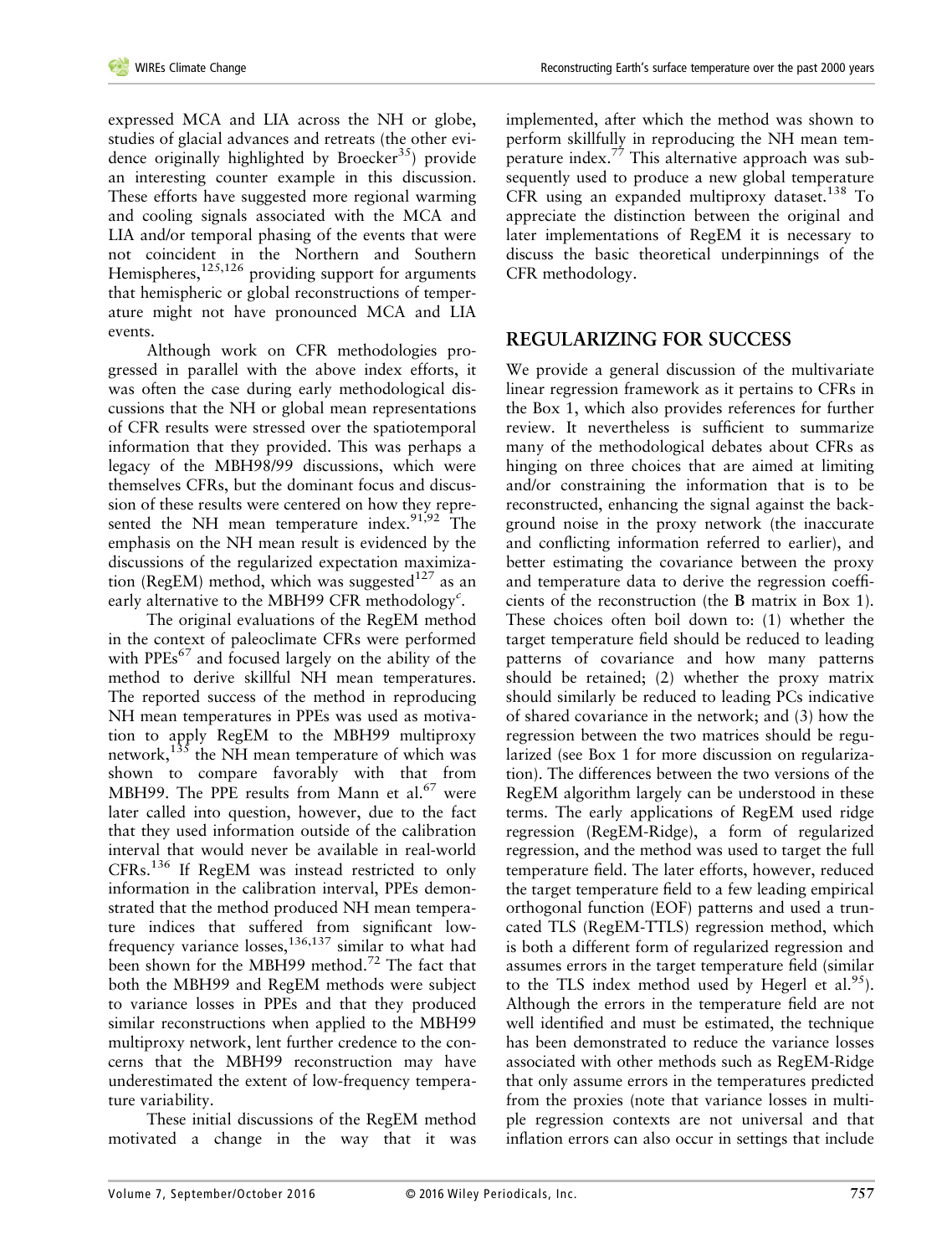expressed MCA and LIA across the NH or globe, studies of glacial advances and retreats (the other evidence originally highlighted by Broecker[35]) provide an interesting counter example in this discussion. These efforts have suggested more regional warming and cooling signals associated with the MCA and LIA and/or temporal phasing of the events that were not coincident in the Northern and Southern Hemispheres,[125,126] providing support for arguments that hemispheric or global reconstructions of temperature might not have pronounced MCA and LIA events.

Although work on CFR methodologies progressed in parallel with the above index efforts, it was often the case during early methodological discussions that the NH or global mean representations of CFR results were stressed over the spatiotemporal information that they provided. This was perhaps a legacy of the MBH98/99 discussions, which were themselves CFRs, but the dominant focus and discussion of these results were centered on how they represented the NH mean temperature index.[91,92] The emphasis on the NH mean result is evidenced by the discussions of the regularized expectation maximization (RegEM) method, which was suggested[127] as an early alternative to the MBH99 CFR methodology[c].

The original evaluations of the RegEM method in the context of paleoclimate CFRs were performed with PPEs[67] and focused largely on the ability of the method to derive skillful NH mean temperatures. The reported success of the method in reproducing NH mean temperatures in PPEs was used as motivation to apply RegEM to the MBH99 multiproxy network,[135] the NH mean temperature of which was shown to compare favorably with that from MBH99. The PPE results from Mann et al.[67] were later called into question, however, due to the fact that they used information outside of the calibration interval that would never be available in real-world CFRs.[136] If RegEM was instead restricted to only information in the calibration interval, PPEs demonstrated that the method produced NH mean temperature indices that suffered from significant low-frequency variance losses,[136,137] similar to what had been shown for the MBH99 method.[72] The fact that both the MBH99 and RegEM methods were subject to variance losses in PPEs and that they produced similar reconstructions when applied to the MBH99 multiproxy network, lent further credence to the concerns that the MBH99 reconstruction may have underestimated the extent of low-frequency temperature variability.

These initial discussions of the RegEM method motivated a change in the way that it was implemented, after which the method was shown to perform skillfully in reproducing the NH mean temperature index.[77] This alternative approach was subsequently used to produce a new global temperature CFR using an expanded multiproxy dataset.[138] To appreciate the distinction between the original and later implementations of RegEM it is necessary to discuss the basic theoretical underpinnings of the CFR methodology.

## REGULARIZING FOR SUCCESS

We provide a general discussion of the multivariate linear regression framework as it pertains to CFRs in the Box 1, which also provides references for further review. It nevertheless is sufficient to summarize many of the methodological debates about CFRs as hinging on three choices that are aimed at limiting and/or constraining the information that is to be reconstructed, enhancing the signal against the background noise in the proxy network (the inaccurate and conflicting information referred to earlier), and better estimating the covariance between the proxy and temperature data to derive the regression coefficients of the reconstruction (the **B** matrix in Box 1). These choices often boil down to: (1) whether the target temperature field should be reduced to leading patterns of covariance and how many patterns should be retained; (2) whether the proxy matrix should similarly be reduced to leading PCs indicative of shared covariance in the network; and (3) how the regression between the two matrices should be regularized (see Box 1 for more discussion on regularization). The differences between the two versions of the RegEM algorithm largely can be understood in these terms. The early applications of RegEM used ridge regression (RegEM-Ridge), a form of regularized regression, and the method was used to target the full temperature field. The later efforts, however, reduced the target temperature field to a few leading empirical orthogonal function (EOF) patterns and used a truncated TLS (RegEM-TTLS) regression method, which is both a different form of regularized regression and assumes errors in the target temperature field (similar to the TLS index method used by Hegerl et al.[95]). Although the errors in the temperature field are not well identified and must be estimated, the technique has been demonstrated to reduce the variance losses associated with other methods such as RegEM-Ridge that only assume errors in the temperatures predicted from the proxies (note that variance losses in multiple regression contexts are not universal and that inflation errors can also occur in settings that include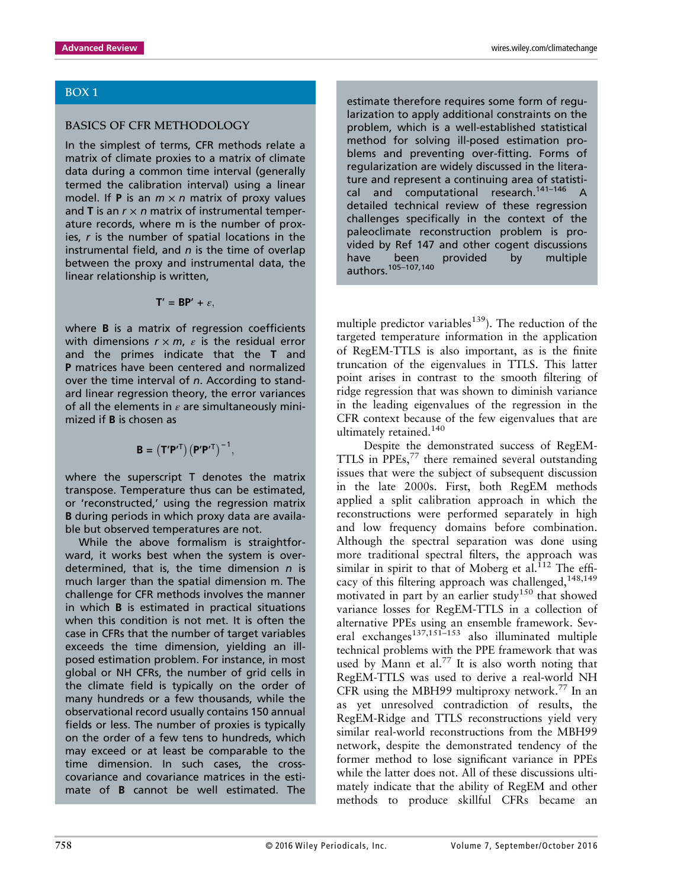## BOX 1

### BASICS OF CFR METHODOLOGY

In the simplest of terms, CFR methods relate a matrix of climate proxies to a matrix of climate data during a common time interval (generally termed the calibration interval) using a linear model. If $\mathbf{P}$ is an $m \times n$ matrix of proxy values and $\mathbf{T}$ is an $r \times n$ matrix of instrumental temperature records, where m is the number of proxies, $r$ is the number of spatial locations in the instrumental field, and $n$ is the time of overlap between the proxy and instrumental data, the linear relationship is written,

$$\mathbf{T'} = \mathbf{BP'} + \varepsilon,$$

where $\mathbf{B}$ is a matrix of regression coefficients with dimensions $r \times m$, $\varepsilon$ is the residual error and the primes indicate that the $\mathbf{T}$ and $\mathbf{P}$ matrices have been centered and normalized over the time interval of $n$. According to standard linear regression theory, the error variances of all the elements in $\varepsilon$ are simultaneously minimized if $\mathbf{B}$ is chosen as

$$\mathbf{B} = \left(\mathbf{T'P'^{T}}\right)\left(\mathbf{P'P'^{T}}\right)^{-1},$$

where the superscript T denotes the matrix transpose. Temperature thus can be estimated, or 'reconstructed,' using the regression matrix $\mathbf{B}$ during periods in which proxy data are available but observed temperatures are not.

While the above formalism is straightforward, it works best when the system is overdetermined, that is, the time dimension $n$ is much larger than the spatial dimension m. The challenge for CFR methods involves the manner in which $\mathbf{B}$ is estimated in practical situations when this condition is not met. It is often the case in CFRs that the number of target variables exceeds the time dimension, yielding an ill-posed estimation problem. For instance, in most global or NH CFRs, the number of grid cells in the climate field is typically on the order of many hundreds or a few thousands, while the observational record usually contains 150 annual fields or less. The number of proxies is typically on the order of a few tens to hundreds, which may exceed or at least be comparable to the time dimension. In such cases, the cross-covariance and covariance matrices in the estimate of $\mathbf{B}$ cannot be well estimated. The estimate therefore requires some form of regularization to apply additional constraints on the problem, which is a well-established statistical method for solving ill-posed estimation problems and preventing over-fitting. Forms of regularization are widely discussed in the literature and represent a continuing area of statistical and computational research.[141–146] A detailed technical review of these regression challenges specifically in the context of the paleoclimate reconstruction problem is provided by Ref 147 and other cogent discussions have been provided by multiple authors.[105–107,140]

multiple predictor variables[139]). The reduction of the targeted temperature information in the application of RegEM-TTLS is also important, as is the finite truncation of the eigenvalues in TTLS. This latter point arises in contrast to the smooth filtering of ridge regression that was shown to diminish variance in the leading eigenvalues of the regression in the CFR context because of the few eigenvalues that are ultimately retained.[140]

Despite the demonstrated success of RegEM-TTLS in PPEs,[77] there remained several outstanding issues that were the subject of subsequent discussion in the late 2000s. First, both RegEM methods applied a split calibration approach in which the reconstructions were performed separately in high and low frequency domains before combination. Although the spectral separation was done using more traditional spectral filters, the approach was similar in spirit to that of Moberg et al.[112] The efficacy of this filtering approach was challenged,[148,149] motivated in part by an earlier study[150] that showed variance losses for RegEM-TTLS in a collection of alternative PPEs using an ensemble framework. Several exchanges[137,151–153] also illuminated multiple technical problems with the PPE framework that was used by Mann et al.[77] It is also worth noting that RegEM-TTLS was used to derive a real-world NH CFR using the MBH99 multiproxy network.[77] In an as yet unresolved contradiction of results, the RegEM-Ridge and TTLS reconstructions yield very similar real-world reconstructions from the MBH99 network, despite the demonstrated tendency of the former method to lose significant variance in PPEs while the latter does not. All of these discussions ultimately indicate that the ability of RegEM and other methods to produce skillful CFRs became an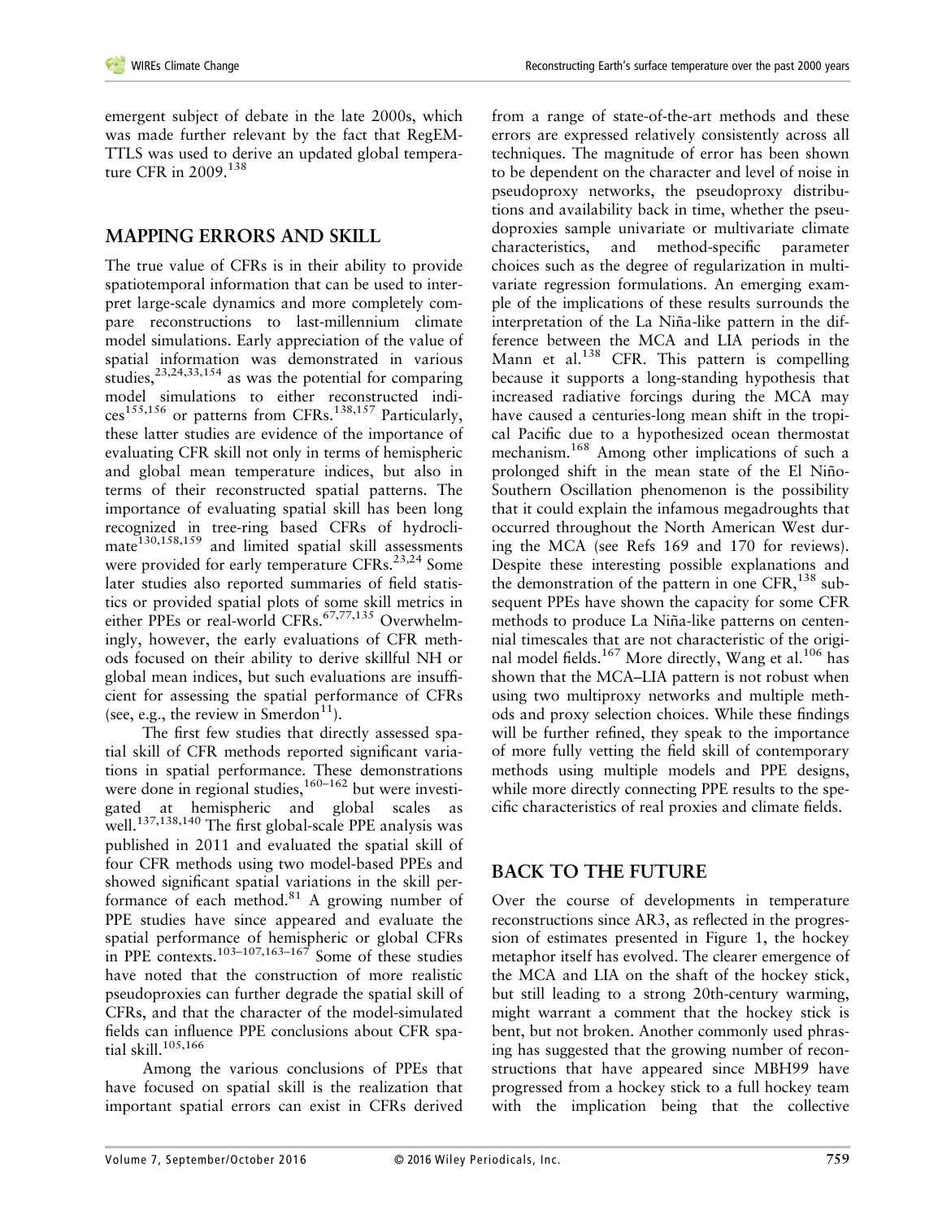emergent subject of debate in the late 2000s, which was made further relevant by the fact that RegEM-TTLS was used to derive an updated global temperature CFR in 2009.[138]

## MAPPING ERRORS AND SKILL

The true value of CFRs is in their ability to provide spatiotemporal information that can be used to interpret large-scale dynamics and more completely compare reconstructions to last-millennium climate model simulations. Early appreciation of the value of spatial information was demonstrated in various studies,[23,24,33,154] as was the potential for comparing model simulations to either reconstructed indices[155,156] or patterns from CFRs.[138,157] Particularly, these latter studies are evidence of the importance of evaluating CFR skill not only in terms of hemispheric and global mean temperature indices, but also in terms of their reconstructed spatial patterns. The importance of evaluating spatial skill has been long recognized in tree-ring based CFRs of hydroclimate[130,158,159] and limited spatial skill assessments were provided for early temperature CFRs.[23,24] Some later studies also reported summaries of field statistics or provided spatial plots of some skill metrics in either PPEs or real-world CFRs.[67,77,135] Overwhelmingly, however, the early evaluations of CFR methods focused on their ability to derive skillful NH or global mean indices, but such evaluations are insufficient for assessing the spatial performance of CFRs (see, e.g., the review in Smerdon[11]).

The first few studies that directly assessed spatial skill of CFR methods reported significant variations in spatial performance. These demonstrations were done in regional studies,[160–162] but were investigated at hemispheric and global scales as well.[137,138,140] The first global-scale PPE analysis was published in 2011 and evaluated the spatial skill of four CFR methods using two model-based PPEs and showed significant spatial variations in the skill performance of each method.[81] A growing number of PPE studies have since appeared and evaluate the spatial performance of hemispheric or global CFRs in PPE contexts.[103–107,163–167] Some of these studies have noted that the construction of more realistic pseudoproxies can further degrade the spatial skill of CFRs, and that the character of the model-simulated fields can influence PPE conclusions about CFR spatial skill.[105,166]

Among the various conclusions of PPEs that have focused on spatial skill is the realization that important spatial errors can exist in CFRs derived from a range of state-of-the-art methods and these errors are expressed relatively consistently across all techniques. The magnitude of error has been shown to be dependent on the character and level of noise in pseudoproxy networks, the pseudoproxy distributions and availability back in time, whether the pseudoproxies sample univariate or multivariate climate characteristics, and method-specific parameter choices such as the degree of regularization in multivariate regression formulations. An emerging example of the implications of these results surrounds the interpretation of the La Niña-like pattern in the difference between the MCA and LIA periods in the Mann et al.[138] CFR. This pattern is compelling because it supports a long-standing hypothesis that increased radiative forcings during the MCA may have caused a centuries-long mean shift in the tropical Pacific due to a hypothesized ocean thermostat mechanism.[168] Among other implications of such a prolonged shift in the mean state of the El Niño-Southern Oscillation phenomenon is the possibility that it could explain the infamous megadroughts that occurred throughout the North American West during the MCA (see Refs 169 and 170 for reviews). Despite these interesting possible explanations and the demonstration of the pattern in one CFR,[138] subsequent PPEs have shown the capacity for some CFR methods to produce La Niña-like patterns on centennial timescales that are not characteristic of the original model fields.[167] More directly, Wang et al.[106] has shown that the MCA–LIA pattern is not robust when using two multiproxy networks and multiple methods and proxy selection choices. While these findings will be further refined, they speak to the importance of more fully vetting the field skill of contemporary methods using multiple models and PPE designs, while more directly connecting PPE results to the specific characteristics of real proxies and climate fields.

## BACK TO THE FUTURE

Over the course of developments in temperature reconstructions since AR3, as reflected in the progression of estimates presented in Figure 1, the hockey metaphor itself has evolved. The clearer emergence of the MCA and LIA on the shaft of the hockey stick, but still leading to a strong 20th-century warming, might warrant a comment that the hockey stick is bent, but not broken. Another commonly used phrasing has suggested that the growing number of reconstructions that have appeared since MBH99 have progressed from a hockey stick to a full hockey team with the implication being that the collective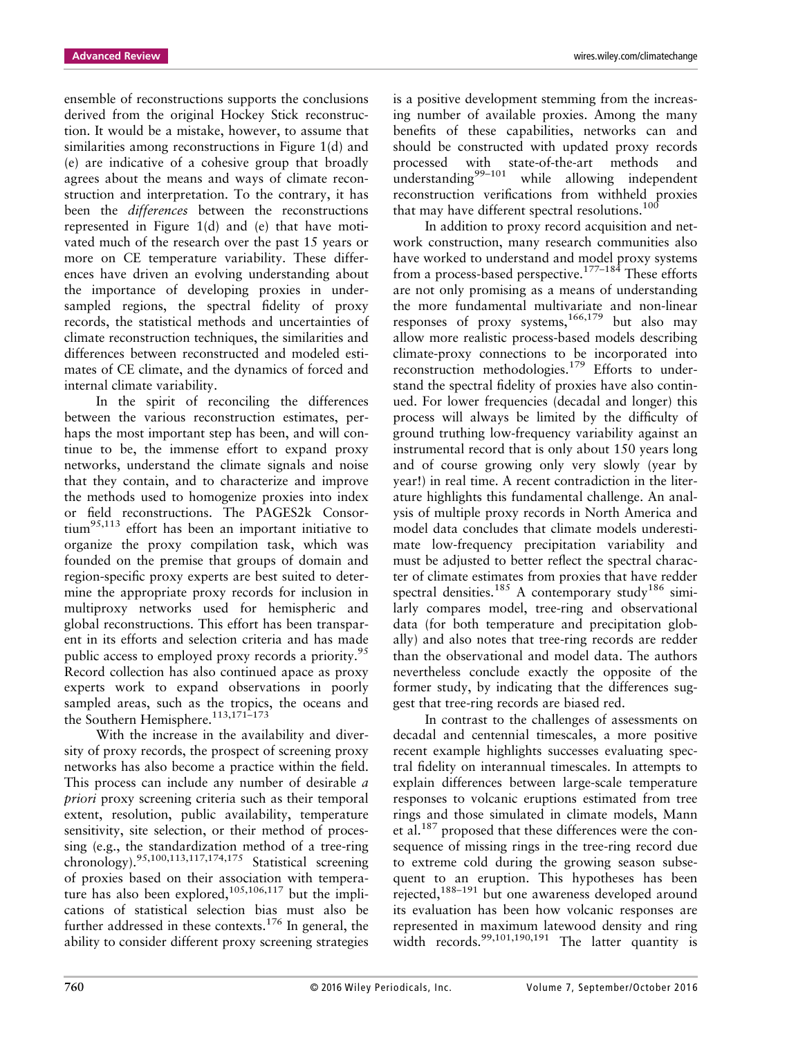ensemble of reconstructions supports the conclusions derived from the original Hockey Stick reconstruction. It would be a mistake, however, to assume that similarities among reconstructions in Figure 1(d) and (e) are indicative of a cohesive group that broadly agrees about the means and ways of climate reconstruction and interpretation. To the contrary, it has been the *differences* between the reconstructions represented in Figure 1(d) and (e) that have motivated much of the research over the past 15 years or more on CE temperature variability. These differences have driven an evolving understanding about the importance of developing proxies in undersampled regions, the spectral fidelity of proxy records, the statistical methods and uncertainties of climate reconstruction techniques, the similarities and differences between reconstructed and modeled estimates of CE climate, and the dynamics of forced and internal climate variability.

In the spirit of reconciling the differences between the various reconstruction estimates, perhaps the most important step has been, and will continue to be, the immense effort to expand proxy networks, understand the climate signals and noise that they contain, and to characterize and improve the methods used to homogenize proxies into index or field reconstructions. The PAGES2k Consortium[95,113] effort has been an important initiative to organize the proxy compilation task, which was founded on the premise that groups of domain and region-specific proxy experts are best suited to determine the appropriate proxy records for inclusion in multiproxy networks used for hemispheric and global reconstructions. This effort has been transparent in its efforts and selection criteria and has made public access to employed proxy records a priority.[95] Record collection has also continued apace as proxy experts work to expand observations in poorly sampled areas, such as the tropics, the oceans and the Southern Hemisphere.[113,171–173]

With the increase in the availability and diversity of proxy records, the prospect of screening proxy networks has also become a practice within the field. This process can include any number of desirable *a priori* proxy screening criteria such as their temporal extent, resolution, public availability, temperature sensitivity, site selection, or their method of processing (e.g., the standardization method of a tree-ring chronology).[95,100,113,117,174,175] Statistical screening of proxies based on their association with temperature has also been explored,[105,106,117] but the implications of statistical selection bias must also be further addressed in these contexts.[176] In general, the ability to consider different proxy screening strategies is a positive development stemming from the increasing number of available proxies. Among the many benefits of these capabilities, networks can and should be constructed with updated proxy records processed with state-of-the-art methods and understanding[99–101] while allowing independent reconstruction verifications from withheld proxies that may have different spectral resolutions.[100]

In addition to proxy record acquisition and network construction, many research communities also have worked to understand and model proxy systems from a process-based perspective.[177–184] These efforts are not only promising as a means of understanding the more fundamental multivariate and non-linear responses of proxy systems,[166,179] but also may allow more realistic process-based models describing climate-proxy connections to be incorporated into reconstruction methodologies.[179] Efforts to understand the spectral fidelity of proxies have also continued. For lower frequencies (decadal and longer) this process will always be limited by the difficulty of ground truthing low-frequency variability against an instrumental record that is only about 150 years long and of course growing only very slowly (year by year!) in real time. A recent contradiction in the literature highlights this fundamental challenge. An analysis of multiple proxy records in North America and model data concludes that climate models underestimate low-frequency precipitation variability and must be adjusted to better reflect the spectral character of climate estimates from proxies that have redder spectral densities.[185] A contemporary study[186] similarly compares model, tree-ring and observational data (for both temperature and precipitation globally) and also notes that tree-ring records are redder than the observational and model data. The authors nevertheless conclude exactly the opposite of the former study, by indicating that the differences suggest that tree-ring records are biased red.

In contrast to the challenges of assessments on decadal and centennial timescales, a more positive recent example highlights successes evaluating spectral fidelity on interannual timescales. In attempts to explain differences between large-scale temperature responses to volcanic eruptions estimated from tree rings and those simulated in climate models, Mann et al.[187] proposed that these differences were the consequence of missing rings in the tree-ring record due to extreme cold during the growing season subsequent to an eruption. This hypotheses has been rejected,[188–191] but one awareness developed around its evaluation has been how volcanic responses are represented in maximum latewood density and ring width records.[99,101,190,191] The latter quantity is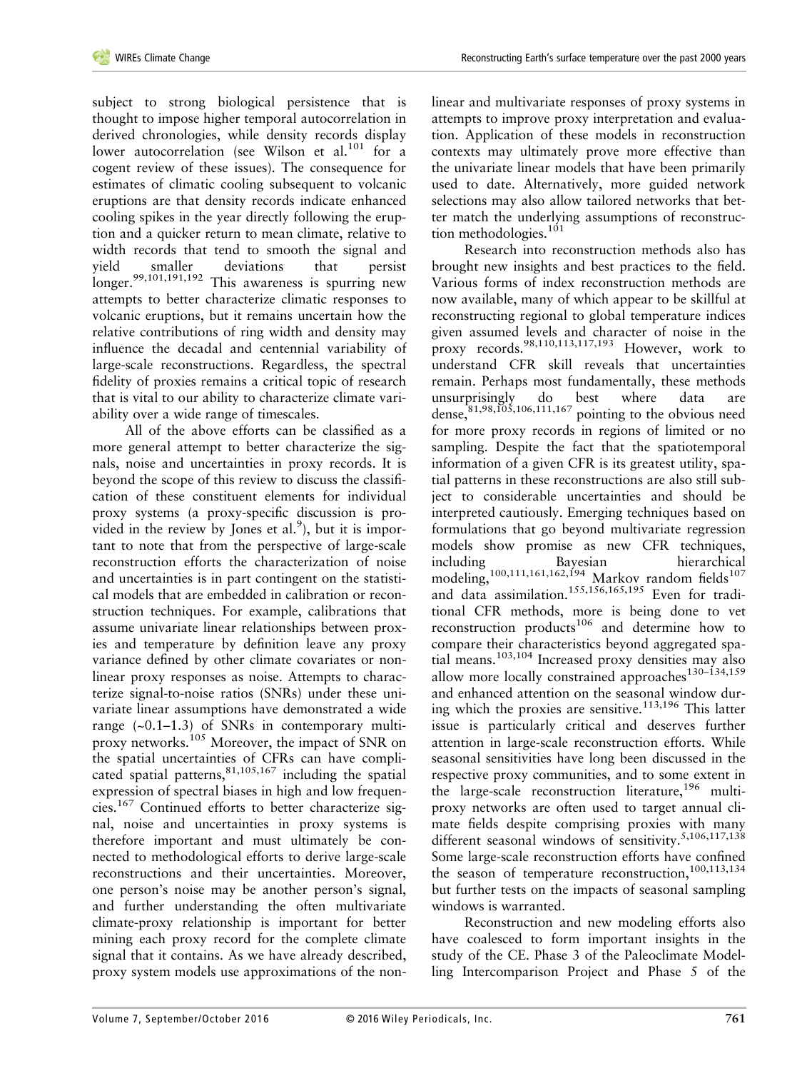subject to strong biological persistence that is thought to impose higher temporal autocorrelation in derived chronologies, while density records display lower autocorrelation (see Wilson et al.[101] for a cogent review of these issues). The consequence for estimates of climatic cooling subsequent to volcanic eruptions are that density records indicate enhanced cooling spikes in the year directly following the eruption and a quicker return to mean climate, relative to width records that tend to smooth the signal and yield smaller deviations that persist longer.[99,101,191,192] This awareness is spurring new attempts to better characterize climatic responses to volcanic eruptions, but it remains uncertain how the relative contributions of ring width and density may influence the decadal and centennial variability of large-scale reconstructions. Regardless, the spectral fidelity of proxies remains a critical topic of research that is vital to our ability to characterize climate variability over a wide range of timescales.

All of the above efforts can be classified as a more general attempt to better characterize the signals, noise and uncertainties in proxy records. It is beyond the scope of this review to discuss the classification of these constituent elements for individual proxy systems (a proxy-specific discussion is provided in the review by Jones et al.[9]), but it is important to note that from the perspective of large-scale reconstruction efforts the characterization of noise and uncertainties is in part contingent on the statistical models that are embedded in calibration or reconstruction techniques. For example, calibrations that assume univariate linear relationships between proxies and temperature by definition leave any proxy variance defined by other climate covariates or nonlinear proxy responses as noise. Attempts to characterize signal-to-noise ratios (SNRs) under these univariate linear assumptions have demonstrated a wide range (~0.1–1.3) of SNRs in contemporary multiproxy networks.[105] Moreover, the impact of SNR on the spatial uncertainties of CFRs can have complicated spatial patterns,[81,105,167] including the spatial expression of spectral biases in high and low frequencies.[167] Continued efforts to better characterize signal, noise and uncertainties in proxy systems is therefore important and must ultimately be connected to methodological efforts to derive large-scale reconstructions and their uncertainties. Moreover, one person's noise may be another person's signal, and further understanding the often multivariate climate-proxy relationship is important for better mining each proxy record for the complete climate signal that it contains. As we have already described, proxy system models use approximations of the nonlinear and multivariate responses of proxy systems in attempts to improve proxy interpretation and evaluation. Application of these models in reconstruction contexts may ultimately prove more effective than the univariate linear models that have been primarily used to date. Alternatively, more guided network selections may also allow tailored networks that better match the underlying assumptions of reconstruction methodologies.[101]

Research into reconstruction methods also has brought new insights and best practices to the field. Various forms of index reconstruction methods are now available, many of which appear to be skillful at reconstructing regional to global temperature indices given assumed levels and character of noise in the proxy records.[98,110,113,117,193] However, work to understand CFR skill reveals that uncertainties remain. Perhaps most fundamentally, these methods unsurprisingly do best where data are dense,[81,98,105,106,111,167] pointing to the obvious need for more proxy records in regions of limited or no sampling. Despite the fact that the spatiotemporal information of a given CFR is its greatest utility, spatial patterns in these reconstructions are also still subject to considerable uncertainties and should be interpreted cautiously. Emerging techniques based on formulations that go beyond multivariate regression models show promise as new CFR techniques, including Bayesian hierarchical modeling,[100,111,161,162,194] Markov random fields[107] and data assimilation.[155,156,165,195] Even for traditional CFR methods, more is being done to vet reconstruction products[106] and determine how to compare their characteristics beyond aggregated spatial means.[103,104] Increased proxy densities may also allow more locally constrained approaches[130–134,159] and enhanced attention on the seasonal window during which the proxies are sensitive.[113,196] This latter issue is particularly critical and deserves further attention in large-scale reconstruction efforts. While seasonal sensitivities have long been discussed in the respective proxy communities, and to some extent in the large-scale reconstruction literature,[196] multiproxy networks are often used to target annual climate fields despite comprising proxies with many different seasonal windows of sensitivity.[5,106,117,138] Some large-scale reconstruction efforts have confined the season of temperature reconstruction,[100,113,134] but further tests on the impacts of seasonal sampling windows is warranted.

Reconstruction and new modeling efforts also have coalesced to form important insights in the study of the CE. Phase 3 of the Paleoclimate Modelling Intercomparison Project and Phase 5 of the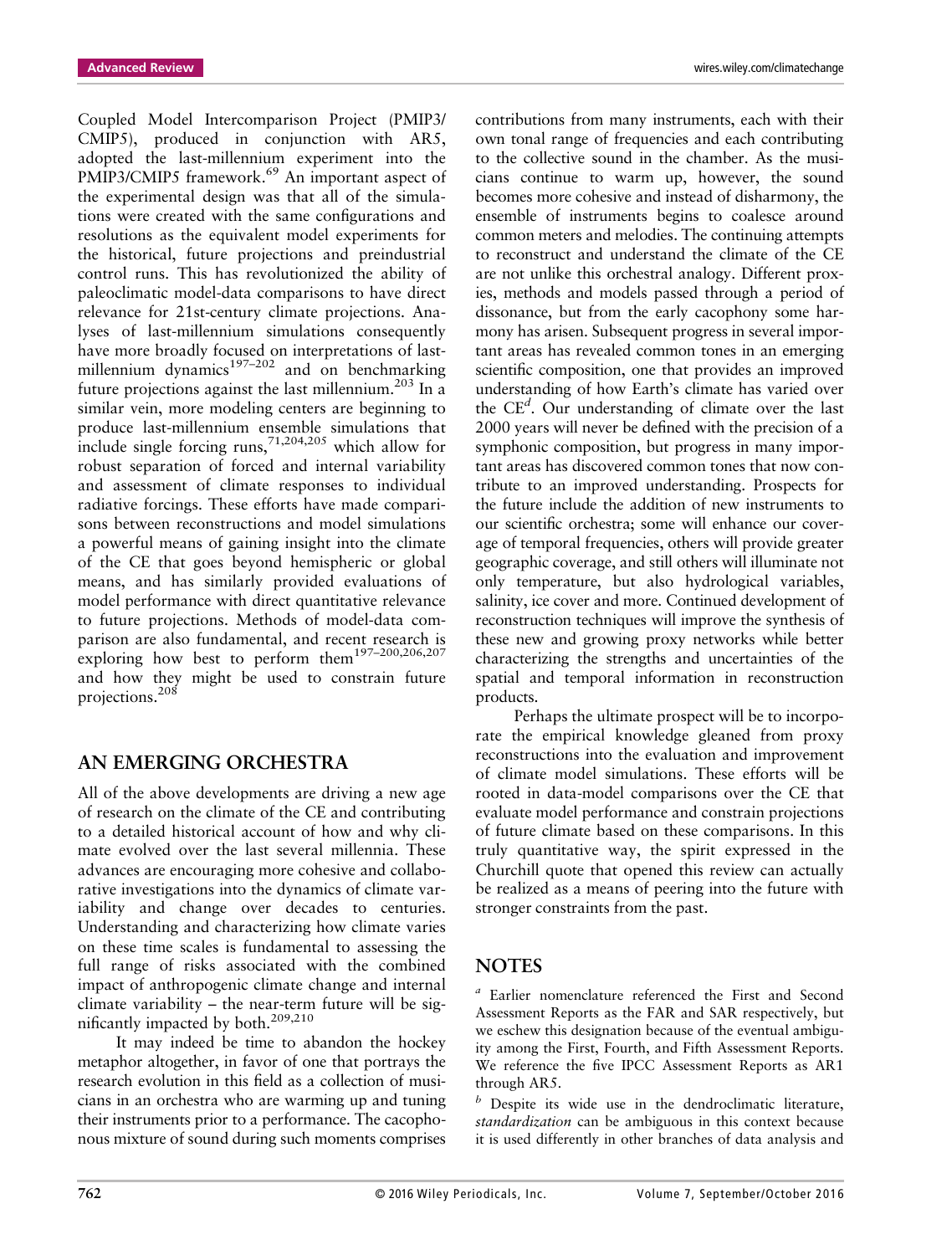Coupled Model Intercomparison Project (PMIP3/CMIP5), produced in conjunction with AR5, adopted the last-millennium experiment into the PMIP3/CMIP5 framework.[69] An important aspect of the experimental design was that all of the simulations were created with the same configurations and resolutions as the equivalent model experiments for the historical, future projections and preindustrial control runs. This has revolutionized the ability of paleoclimatic model-data comparisons to have direct relevance for 21st-century climate projections. Analyses of last-millennium simulations consequently have more broadly focused on interpretations of last-millennium dynamics[197–202] and on benchmarking future projections against the last millennium.[203] In a similar vein, more modeling centers are beginning to produce last-millennium ensemble simulations that include single forcing runs,[71,204,205] which allow for robust separation of forced and internal variability and assessment of climate responses to individual radiative forcings. These efforts have made comparisons between reconstructions and model simulations a powerful means of gaining insight into the climate of the CE that goes beyond hemispheric or global means, and has similarly provided evaluations of model performance with direct quantitative relevance to future projections. Methods of model-data comparison are also fundamental, and recent research is exploring how best to perform them[197–200,206,207] and how they might be used to constrain future projections.[208]

## AN EMERGING ORCHESTRA

All of the above developments are driving a new age of research on the climate of the CE and contributing to a detailed historical account of how and why climate evolved over the last several millennia. These advances are encouraging more cohesive and collaborative investigations into the dynamics of climate variability and change over decades to centuries. Understanding and characterizing how climate varies on these time scales is fundamental to assessing the full range of risks associated with the combined impact of anthropogenic climate change and internal climate variability – the near-term future will be significantly impacted by both.[209,210]

It may indeed be time to abandon the hockey metaphor altogether, in favor of one that portrays the research evolution in this field as a collection of musicians in an orchestra who are warming up and tuning their instruments prior to a performance. The cacophonous mixture of sound during such moments comprises contributions from many instruments, each with their own tonal range of frequencies and each contributing to the collective sound in the chamber. As the musicians continue to warm up, however, the sound becomes more cohesive and instead of disharmony, the ensemble of instruments begins to coalesce around common meters and melodies. The continuing attempts to reconstruct and understand the climate of the CE are not unlike this orchestral analogy. Different proxies, methods and models passed through a period of dissonance, but from the early cacophony some harmony has arisen. Subsequent progress in several important areas has revealed common tones in an emerging scientific composition, one that provides an improved understanding of how Earth's climate has varied over the CE[d]. Our understanding of climate over the last 2000 years will never be defined with the precision of a symphonic composition, but progress in many important areas has discovered common tones that now contribute to an improved understanding. Prospects for the future include the addition of new instruments to our scientific orchestra; some will enhance our coverage of temporal frequencies, others will provide greater geographic coverage, and still others will illuminate not only temperature, but also hydrological variables, salinity, ice cover and more. Continued development of reconstruction techniques will improve the synthesis of these new and growing proxy networks while better characterizing the strengths and uncertainties of the spatial and temporal information in reconstruction products.

Perhaps the ultimate prospect will be to incorporate the empirical knowledge gleaned from proxy reconstructions into the evaluation and improvement of climate model simulations. These efforts will be rooted in data-model comparisons over the CE that evaluate model performance and constrain projections of future climate based on these comparisons. In this truly quantitative way, the spirit expressed in the Churchill quote that opened this review can actually be realized as a means of peering into the future with stronger constraints from the past.

## NOTES

[a] Earlier nomenclature referenced the First and Second Assessment Reports as the FAR and SAR respectively, but we eschew this designation because of the eventual ambiguity among the First, Fourth, and Fifth Assessment Reports. We reference the five IPCC Assessment Reports as AR1 through AR5.

[b] Despite its wide use in the dendroclimatic literature, *standardization* can be ambiguous in this context because it is used differently in other branches of data analysis and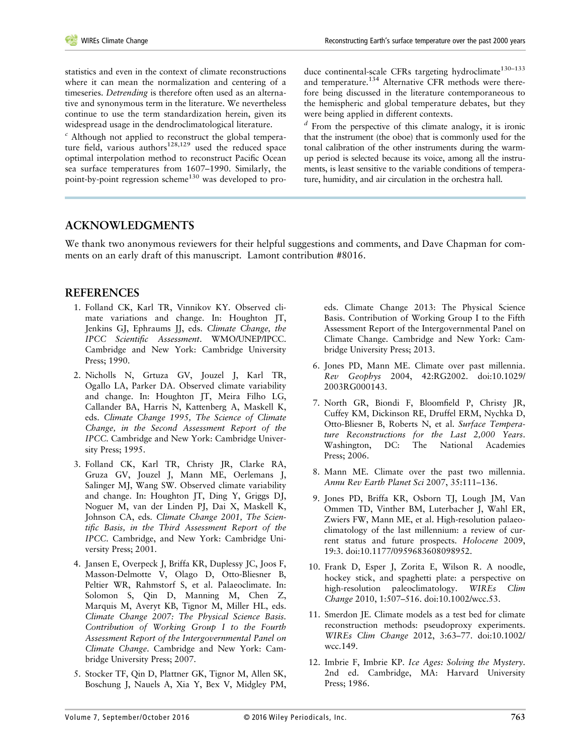statistics and even in the context of climate reconstructions where it can mean the normalization and centering of a timeseries. *Detrending* is therefore often used as an alternative and synonymous term in the literature. We nevertheless continue to use the term standardization herein, given its widespread usage in the dendroclimatological literature.

[c] Although not applied to reconstruct the global temperature field, various authors[128,129] used the reduced space optimal interpolation method to reconstruct Pacific Ocean sea surface temperatures from 1607–1990. Similarly, the point-by-point regression scheme[130] was developed to produce continental-scale CFRs targeting hydroclimate[130–133] and temperature.[134] Alternative CFR methods were therefore being discussed in the literature contemporaneous to the hemispheric and global temperature debates, but they were being applied in different contexts.

[d] From the perspective of this climate analogy, it is ironic that the instrument (the oboe) that is commonly used for the tonal calibration of the other instruments during the warm-up period is selected because its voice, among all the instruments, is least sensitive to the variable conditions of temperature, humidity, and air circulation in the orchestra hall.

## ACKNOWLEDGMENTS

We thank two anonymous reviewers for their helpful suggestions and comments, and Dave Chapman for comments on an early draft of this manuscript. Lamont contribution #8016.

## REFERENCES

1. Folland CK, Karl TR, Vinnikov KY. Observed climate variations and change. In: Houghton JT, Jenkins GJ, Ephraums JJ, eds. *Climate Change, the IPCC Scientific Assessment*. WMO/UNEP/IPCC. Cambridge and New York: Cambridge University Press; 1990.
2. Nicholls N, Grtuza GV, Jouzel J, Karl TR, Ogallo LA, Parker DA. Observed climate variability and change. In: Houghton JT, Meira Filho LG, Callander BA, Harris N, Kattenberg A, Maskell K, eds. *Climate Change 1995, The Science of Climate Change, in the Second Assessment Report of the IPCC*. Cambridge and New York: Cambridge University Press; 1995.
3. Folland CK, Karl TR, Christy JR, Clarke RA, Gruza GV, Jouzel J, Mann ME, Oerlemans J, Salinger MJ, Wang SW. Observed climate variability and change. In: Houghton JT, Ding Y, Griggs DJ, Noguer M, van der Linden PJ, Dai X, Maskell K, Johnson CA, eds. *Climate Change 2001, The Scientific Basis, in the Third Assessment Report of the IPCC*. Cambridge, and New York: Cambridge University Press; 2001.
4. Jansen E, Overpeck J, Briffa KR, Duplessy JC, Joos F, Masson-Delmotte V, Olago D, Otto-Bliesner B, Peltier WR, Rahmstorf S, et al. Palaeoclimate. In: Solomon S, Qin D, Manning M, Chen Z, Marquis M, Averyt KB, Tignor M, Miller HL, eds. *Climate Change 2007: The Physical Science Basis. Contribution of Working Group I to the Fourth Assessment Report of the Intergovernmental Panel on Climate Change*. Cambridge and New York: Cambridge University Press; 2007.
5. Stocker TF, Qin D, Plattner GK, Tignor M, Allen SK, Boschung J, Nauels A, Xia Y, Bex V, Midgley PM, eds. Climate Change 2013: The Physical Science Basis. Contribution of Working Group I to the Fifth Assessment Report of the Intergovernmental Panel on Climate Change. Cambridge and New York: Cambridge University Press; 2013.
6. Jones PD, Mann ME. Climate over past millennia. *Rev Geophys* 2004, 42:RG2002. doi:10.1029/2003RG000143.
7. North GR, Biondi F, Bloomfield P, Christy JR, Cuffey KM, Dickinson RE, Druffel ERM, Nychka D, Otto-Bliesner B, Roberts N, et al. *Surface Temperature Reconstructions for the Last 2,000 Years*. Washington, DC: The National Academies Press; 2006.
8. Mann ME. Climate over the past two millennia. *Annu Rev Earth Planet Sci* 2007, 35:111–136.
9. Jones PD, Briffa KR, Osborn TJ, Lough JM, Van Ommen TD, Vinther BM, Luterbacher J, Wahl ER, Zwiers FW, Mann ME, et al. High-resolution palaeoclimatology of the last millennium: a review of current status and future prospects. *Holocene* 2009, 19:3. doi:10.1177/0959683608098952.
10. Frank D, Esper J, Zorita E, Wilson R. A noodle, hockey stick, and spaghetti plate: a perspective on high-resolution paleoclimatology. *WIREs Clim Change* 2010, 1:507–516. doi:10.1002/wcc.53.
11. Smerdon JE. Climate models as a test bed for climate reconstruction methods: pseudoproxy experiments. *WIREs Clim Change* 2012, 3:63–77. doi:10.1002/wcc.149.
12. Imbrie F, Imbrie KP. *Ice Ages: Solving the Mystery*. 2nd ed. Cambridge, MA: Harvard University Press; 1986.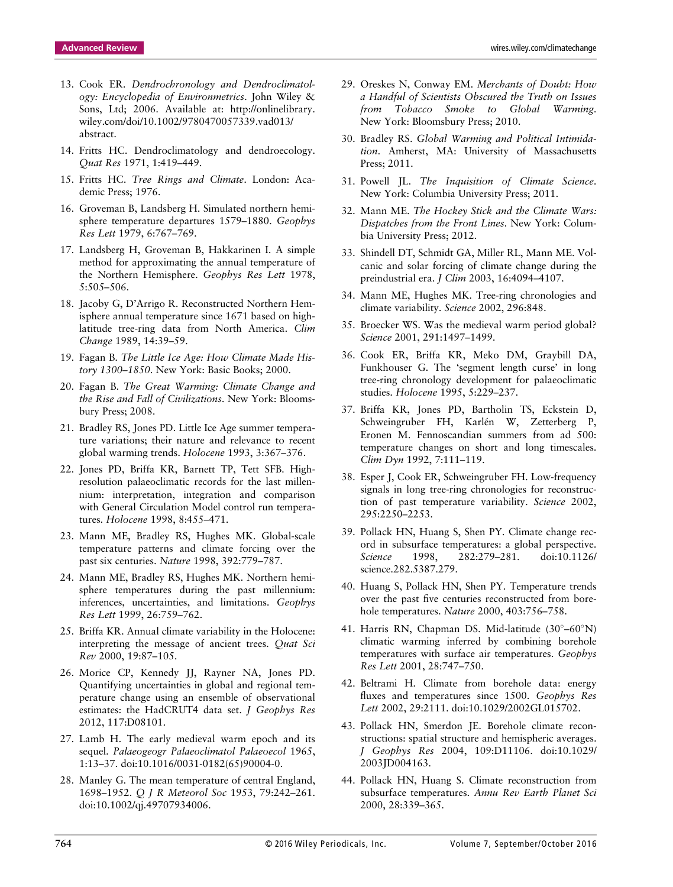13. Cook ER. *Dendrochronology and Dendroclimatology: Encyclopedia of Environmetrics*. John Wiley & Sons, Ltd; 2006. Available at: http://onlinelibrary.wiley.com/doi/10.1002/9780470057339.vad013/abstract.
14. Fritts HC. Dendroclimatology and dendroecology. *Quat Res* 1971, 1:419–449.
15. Fritts HC. *Tree Rings and Climate*. London: Academic Press; 1976.
16. Groveman B, Landsberg H. Simulated northern hemisphere temperature departures 1579–1880. *Geophys Res Lett* 1979, 6:767–769.
17. Landsberg H, Groveman B, Hakkarinen I. A simple method for approximating the annual temperature of the Northern Hemisphere. *Geophys Res Lett* 1978, 5:505–506.
18. Jacoby G, D'Arrigo R. Reconstructed Northern Hemisphere annual temperature since 1671 based on high-latitude tree-ring data from North America. *Clim Change* 1989, 14:39–59.
19. Fagan B. *The Little Ice Age: How Climate Made History 1300–1850*. New York: Basic Books; 2000.
20. Fagan B. *The Great Warming: Climate Change and the Rise and Fall of Civilizations*. New York: Bloomsbury Press; 2008.
21. Bradley RS, Jones PD. Little Ice Age summer temperature variations; their nature and relevance to recent global warming trends. *Holocene* 1993, 3:367–376.
22. Jones PD, Briffa KR, Barnett TP, Tett SFB. High-resolution palaeoclimatic records for the last millennium: interpretation, integration and comparison with General Circulation Model control run temperatures. *Holocene* 1998, 8:455–471.
23. Mann ME, Bradley RS, Hughes MK. Global-scale temperature patterns and climate forcing over the past six centuries. *Nature* 1998, 392:779–787.
24. Mann ME, Bradley RS, Hughes MK. Northern hemisphere temperatures during the past millennium: inferences, uncertainties, and limitations. *Geophys Res Lett* 1999, 26:759–762.
25. Briffa KR. Annual climate variability in the Holocene: interpreting the message of ancient trees. *Quat Sci Rev* 2000, 19:87–105.
26. Morice CP, Kennedy JJ, Rayner NA, Jones PD. Quantifying uncertainties in global and regional temperature change using an ensemble of observational estimates: the HadCRUT4 data set. *J Geophys Res* 2012, 117:D08101.
27. Lamb H. The early medieval warm epoch and its sequel. *Palaeogeogr Palaeoclimatol Palaeoecol* 1965, 1:13–37. doi:10.1016/0031-0182(65)90004-0.
28. Manley G. The mean temperature of central England, 1698–1952. *Q J R Meteorol Soc* 1953, 79:242–261. doi:10.1002/qj.49707934006.
29. Oreskes N, Conway EM. *Merchants of Doubt: How a Handful of Scientists Obscured the Truth on Issues from Tobacco Smoke to Global Warming*. New York: Bloomsbury Press; 2010.
30. Bradley RS. *Global Warming and Political Intimidation*. Amherst, MA: University of Massachusetts Press; 2011.
31. Powell JL. *The Inquisition of Climate Science*. New York: Columbia University Press; 2011.
32. Mann ME. *The Hockey Stick and the Climate Wars: Dispatches from the Front Lines*. New York: Columbia University Press; 2012.
33. Shindell DT, Schmidt GA, Miller RL, Mann ME. Volcanic and solar forcing of climate change during the preindustrial era. *J Clim* 2003, 16:4094–4107.
34. Mann ME, Hughes MK. Tree-ring chronologies and climate variability. *Science* 2002, 296:848.
35. Broecker WS. Was the medieval warm period global? *Science* 2001, 291:1497–1499.
36. Cook ER, Briffa KR, Meko DM, Graybill DA, Funkhouser G. The 'segment length curse' in long tree-ring chronology development for palaeoclimatic studies. *Holocene* 1995, 5:229–237.
37. Briffa KR, Jones PD, Bartholin TS, Eckstein D, Schweingruber FH, Karlén W, Zetterberg P, Eronen M. Fennoscandian summers from ad 500: temperature changes on short and long timescales. *Clim Dyn* 1992, 7:111–119.
38. Esper J, Cook ER, Schweingruber FH. Low-frequency signals in long tree-ring chronologies for reconstruction of past temperature variability. *Science* 2002, 295:2250–2253.
39. Pollack HN, Huang S, Shen PY. Climate change record in subsurface temperatures: a global perspective. *Science* 1998, 282:279–281. doi:10.1126/science.282.5387.279.
40. Huang S, Pollack HN, Shen PY. Temperature trends over the past five centuries reconstructed from borehole temperatures. *Nature* 2000, 403:756–758.
41. Harris RN, Chapman DS. Mid-latitude (30°–60°N) climatic warming inferred by combining borehole temperatures with surface air temperatures. *Geophys Res Lett* 2001, 28:747–750.
42. Beltrami H. Climate from borehole data: energy fluxes and temperatures since 1500. *Geophys Res Lett* 2002, 29:2111. doi:10.1029/2002GL015702.
43. Pollack HN, Smerdon JE. Borehole climate reconstructions: spatial structure and hemispheric averages. *J Geophys Res* 2004, 109:D11106. doi:10.1029/2003JD004163.
44. Pollack HN, Huang S. Climate reconstruction from subsurface temperatures. *Annu Rev Earth Planet Sci* 2000, 28:339–365.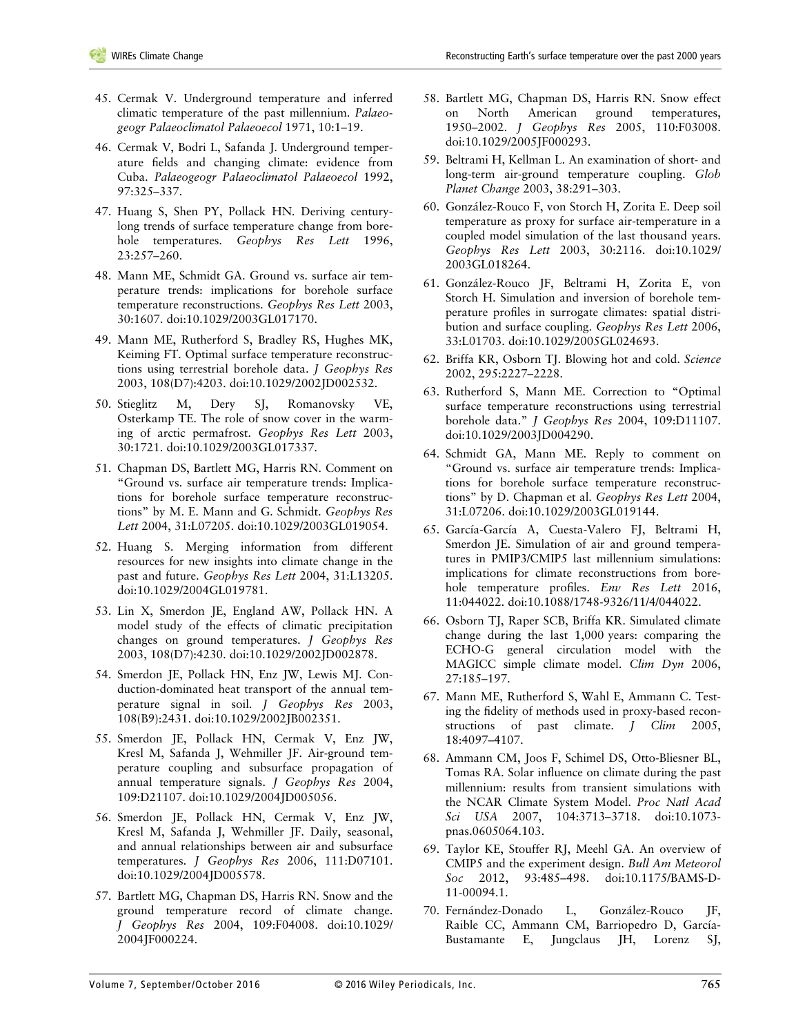45. Cermak V. Underground temperature and inferred climatic temperature of the past millennium. *Palaeogeogr Palaeoclimatol Palaeoecol* 1971, 10:1–19.

46. Cermak V, Bodri L, Safanda J. Underground temperature fields and changing climate: evidence from Cuba. *Palaeogeogr Palaeoclimatol Palaeoecol* 1992, 97:325–337.

47. Huang S, Shen PY, Pollack HN. Deriving century-long trends of surface temperature change from borehole temperatures. *Geophys Res Lett* 1996, 23:257–260.

48. Mann ME, Schmidt GA. Ground vs. surface air temperature trends: implications for borehole surface temperature reconstructions. *Geophys Res Lett* 2003, 30:1607. doi:10.1029/2003GL017170.

49. Mann ME, Rutherford S, Bradley RS, Hughes MK, Keiming FT. Optimal surface temperature reconstructions using terrestrial borehole data. *J Geophys Res* 2003, 108(D7):4203. doi:10.1029/2002JD002532.

50. Stieglitz M, Dery SJ, Romanovsky VE, Osterkamp TE. The role of snow cover in the warming of arctic permafrost. *Geophys Res Lett* 2003, 30:1721. doi:10.1029/2003GL017337.

51. Chapman DS, Bartlett MG, Harris RN. Comment on "Ground vs. surface air temperature trends: Implications for borehole surface temperature reconstructions" by M. E. Mann and G. Schmidt. *Geophys Res Lett* 2004, 31:L07205. doi:10.1029/2003GL019054.

52. Huang S. Merging information from different resources for new insights into climate change in the past and future. *Geophys Res Lett* 2004, 31:L13205. doi:10.1029/2004GL019781.

53. Lin X, Smerdon JE, England AW, Pollack HN. A model study of the effects of climatic precipitation changes on ground temperatures. *J Geophys Res* 2003, 108(D7):4230. doi:10.1029/2002JD002878.

54. Smerdon JE, Pollack HN, Enz JW, Lewis MJ. Conduction-dominated heat transport of the annual temperature signal in soil. *J Geophys Res* 2003, 108(B9):2431. doi:10.1029/2002JB002351.

55. Smerdon JE, Pollack HN, Cermak V, Enz JW, Kresl M, Safanda J, Wehmiller JF. Air-ground temperature coupling and subsurface propagation of annual temperature signals. *J Geophys Res* 2004, 109:D21107. doi:10.1029/2004JD005056.

56. Smerdon JE, Pollack HN, Cermak V, Enz JW, Kresl M, Safanda J, Wehmiller JF. Daily, seasonal, and annual relationships between air and subsurface temperatures. *J Geophys Res* 2006, 111:D07101. doi:10.1029/2004JD005578.

57. Bartlett MG, Chapman DS, Harris RN. Snow and the ground temperature record of climate change. *J Geophys Res* 2004, 109:F04008. doi:10.1029/2004JF000224.

58. Bartlett MG, Chapman DS, Harris RN. Snow effect on North American ground temperatures, 1950–2002. *J Geophys Res* 2005, 110:F03008. doi:10.1029/2005JF000293.

59. Beltrami H, Kellman L. An examination of short- and long-term air-ground temperature coupling. *Glob Planet Change* 2003, 38:291–303.

60. González-Rouco F, von Storch H, Zorita E. Deep soil temperature as proxy for surface air-temperature in a coupled model simulation of the last thousand years. *Geophys Res Lett* 2003, 30:2116. doi:10.1029/2003GL018264.

61. González-Rouco JF, Beltrami H, Zorita E, von Storch H. Simulation and inversion of borehole temperature profiles in surrogate climates: spatial distribution and surface coupling. *Geophys Res Lett* 2006, 33:L01703. doi:10.1029/2005GL024693.

62. Briffa KR, Osborn TJ. Blowing hot and cold. *Science* 2002, 295:2227–2228.

63. Rutherford S, Mann ME. Correction to "Optimal surface temperature reconstructions using terrestrial borehole data." *J Geophys Res* 2004, 109:D11107. doi:10.1029/2003JD004290.

64. Schmidt GA, Mann ME. Reply to comment on "Ground vs. surface air temperature trends: Implications for borehole surface temperature reconstructions" by D. Chapman et al. *Geophys Res Lett* 2004, 31:L07206. doi:10.1029/2003GL019144.

65. García-García A, Cuesta-Valero FJ, Beltrami H, Smerdon JE. Simulation of air and ground temperatures in PMIP3/CMIP5 last millennium simulations: implications for climate reconstructions from borehole temperature profiles. *Env Res Lett* 2016, 11:044022. doi:10.1088/1748-9326/11/4/044022.

66. Osborn TJ, Raper SCB, Briffa KR. Simulated climate change during the last 1,000 years: comparing the ECHO-G general circulation model with the MAGICC simple climate model. *Clim Dyn* 2006, 27:185–197.

67. Mann ME, Rutherford S, Wahl E, Ammann C. Testing the fidelity of methods used in proxy-based reconstructions of past climate. *J Clim* 2005, 18:4097–4107.

68. Ammann CM, Joos F, Schimel DS, Otto-Bliesner BL, Tomas RA. Solar influence on climate during the past millennium: results from transient simulations with the NCAR Climate System Model. *Proc Natl Acad Sci USA* 2007, 104:3713–3718. doi:10.1073-pnas.0605064.103.

69. Taylor KE, Stouffer RJ, Meehl GA. An overview of CMIP5 and the experiment design. *Bull Am Meteorol Soc* 2012, 93:485–498. doi:10.1175/BAMS-D-11-00094.1.

70. Fernández-Donado L, González-Rouco JF, Raible CC, Ammann CM, Barriopedro D, García-Bustamante E, Jungclaus JH, Lorenz SJ,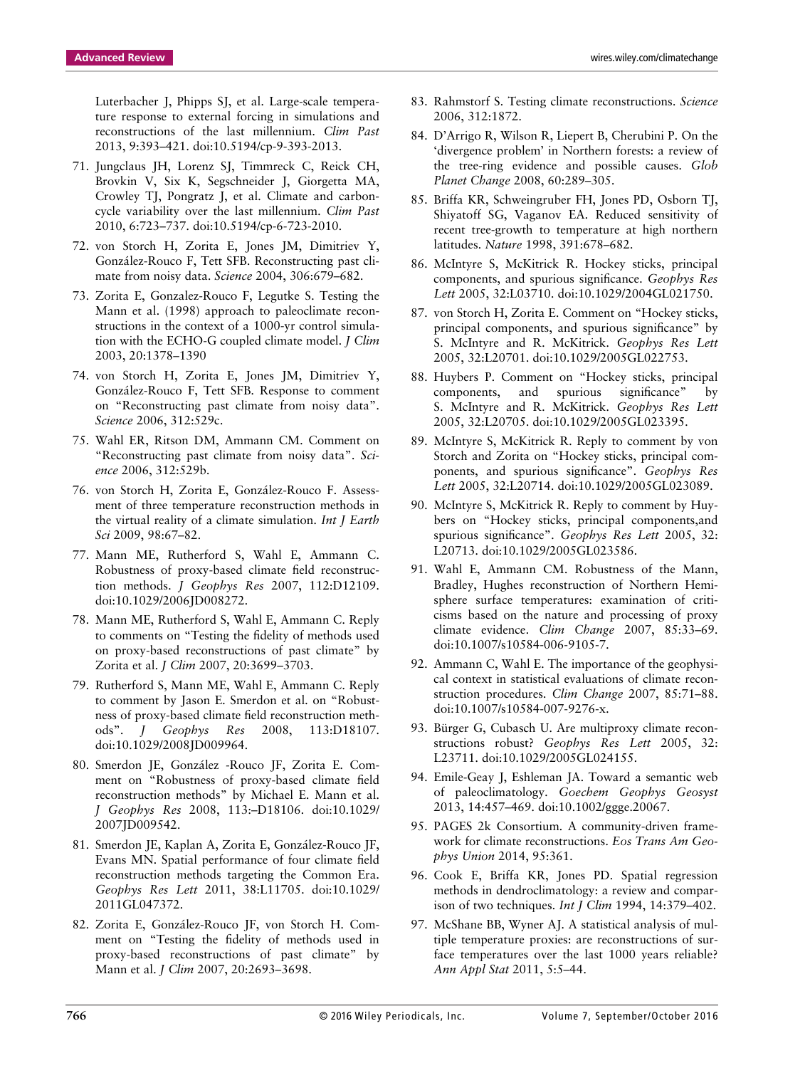Luterbacher J, Phipps SJ, et al. Large-scale temperature response to external forcing in simulations and reconstructions of the last millennium. *Clim Past* 2013, 9:393–421. doi:10.5194/cp-9-393-2013.

71. Jungclaus JH, Lorenz SJ, Timmreck C, Reick CH, Brovkin V, Six K, Segschneider J, Giorgetta MA, Crowley TJ, Pongratz J, et al. Climate and carbon-cycle variability over the last millennium. *Clim Past* 2010, 6:723–737. doi:10.5194/cp-6-723-2010.

72. von Storch H, Zorita E, Jones JM, Dimitriev Y, González-Rouco F, Tett SFB. Reconstructing past climate from noisy data. *Science* 2004, 306:679–682.

73. Zorita E, Gonzalez-Rouco F, Legutke S. Testing the Mann et al. (1998) approach to paleoclimate reconstructions in the context of a 1000-yr control simulation with the ECHO-G coupled climate model. *J Clim* 2003, 20:1378–1390

74. von Storch H, Zorita E, Jones JM, Dimitriev Y, González-Rouco F, Tett SFB. Response to comment on "Reconstructing past climate from noisy data". *Science* 2006, 312:529c.

75. Wahl ER, Ritson DM, Ammann CM. Comment on "Reconstructing past climate from noisy data". *Science* 2006, 312:529b.

76. von Storch H, Zorita E, González-Rouco F. Assessment of three temperature reconstruction methods in the virtual reality of a climate simulation. *Int J Earth Sci* 2009, 98:67–82.

77. Mann ME, Rutherford S, Wahl E, Ammann C. Robustness of proxy-based climate field reconstruction methods. *J Geophys Res* 2007, 112:D12109. doi:10.1029/2006JD008272.

78. Mann ME, Rutherford S, Wahl E, Ammann C. Reply to comments on "Testing the fidelity of methods used on proxy-based reconstructions of past climate" by Zorita et al. *J Clim* 2007, 20:3699–3703.

79. Rutherford S, Mann ME, Wahl E, Ammann C. Reply to comment by Jason E. Smerdon et al. on "Robustness of proxy-based climate field reconstruction methods". *J Geophys Res* 2008, 113:D18107. doi:10.1029/2008JD009964.

80. Smerdon JE, González -Rouco JF, Zorita E. Comment on "Robustness of proxy-based climate field reconstruction methods" by Michael E. Mann et al. *J Geophys Res* 2008, 113:–D18106. doi:10.1029/2007JD009542.

81. Smerdon JE, Kaplan A, Zorita E, González-Rouco JF, Evans MN. Spatial performance of four climate field reconstruction methods targeting the Common Era. *Geophys Res Lett* 2011, 38:L11705. doi:10.1029/2011GL047372.

82. Zorita E, González-Rouco JF, von Storch H. Comment on "Testing the fidelity of methods used in proxy-based reconstructions of past climate" by Mann et al. *J Clim* 2007, 20:2693–3698.

83. Rahmstorf S. Testing climate reconstructions. *Science* 2006, 312:1872.

84. D'Arrigo R, Wilson R, Liepert B, Cherubini P. On the 'divergence problem' in Northern forests: a review of the tree-ring evidence and possible causes. *Glob Planet Change* 2008, 60:289–305.

85. Briffa KR, Schweingruber FH, Jones PD, Osborn TJ, Shiyatoff SG, Vaganov EA. Reduced sensitivity of recent tree-growth to temperature at high northern latitudes. *Nature* 1998, 391:678–682.

86. McIntyre S, McKitrick R. Hockey sticks, principal components, and spurious significance. *Geophys Res Lett* 2005, 32:L03710. doi:10.1029/2004GL021750.

87. von Storch H, Zorita E. Comment on "Hockey sticks, principal components, and spurious significance" by S. McIntyre and R. McKitrick. *Geophys Res Lett* 2005, 32:L20701. doi:10.1029/2005GL022753.

88. Huybers P. Comment on "Hockey sticks, principal components, and spurious significance" by S. McIntyre and R. McKitrick. *Geophys Res Lett* 2005, 32:L20705. doi:10.1029/2005GL023395.

89. McIntyre S, McKitrick R. Reply to comment by von Storch and Zorita on "Hockey sticks, principal components, and spurious significance". *Geophys Res Lett* 2005, 32:L20714. doi:10.1029/2005GL023089.

90. McIntyre S, McKitrick R. Reply to comment by Huybers on "Hockey sticks, principal components,and spurious significance". *Geophys Res Lett* 2005, 32: L20713. doi:10.1029/2005GL023586.

91. Wahl E, Ammann CM. Robustness of the Mann, Bradley, Hughes reconstruction of Northern Hemisphere surface temperatures: examination of criticisms based on the nature and processing of proxy climate evidence. *Clim Change* 2007, 85:33–69. doi:10.1007/s10584-006-9105-7.

92. Ammann C, Wahl E. The importance of the geophysical context in statistical evaluations of climate reconstruction procedures. *Clim Change* 2007, 85:71–88. doi:10.1007/s10584-007-9276-x.

93. Bürger G, Cubasch U. Are multiproxy climate reconstructions robust? *Geophys Res Lett* 2005, 32: L23711. doi:10.1029/2005GL024155.

94. Emile-Geay J, Eshleman JA. Toward a semantic web of paleoclimatology. *Goechem Geophys Geosyst* 2013, 14:457–469. doi:10.1002/ggge.20067.

95. PAGES 2k Consortium. A community-driven framework for climate reconstructions. *Eos Trans Am Geophys Union* 2014, 95:361.

96. Cook E, Briffa KR, Jones PD. Spatial regression methods in dendroclimatology: a review and comparison of two techniques. *Int J Clim* 1994, 14:379–402.

97. McShane BB, Wyner AJ. A statistical analysis of multiple temperature proxies: are reconstructions of surface temperatures over the last 1000 years reliable? *Ann Appl Stat* 2011, 5:5–44.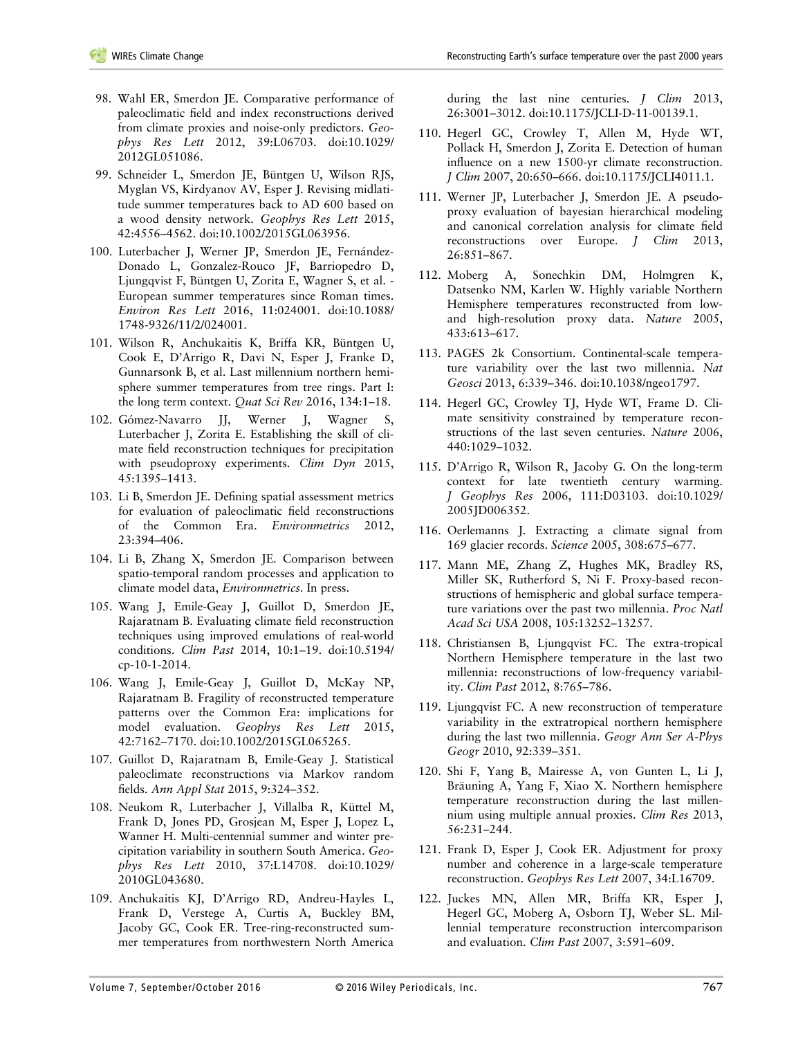98. Wahl ER, Smerdon JE. Comparative performance of paleoclimatic field and index reconstructions derived from climate proxies and noise-only predictors. *Geophys Res Lett* 2012, 39:L06703. doi:10.1029/2012GL051086.
99. Schneider L, Smerdon JE, Büntgen U, Wilson RJS, Myglan VS, Kirdyanov AV, Esper J. Revising midlatitude summer temperatures back to AD 600 based on a wood density network. *Geophys Res Lett* 2015, 42:4556–4562. doi:10.1002/2015GL063956.
100. Luterbacher J, Werner JP, Smerdon JE, Fernández-Donado L, Gonzalez-Rouco JF, Barriopedro D, Ljungqvist F, Büntgen U, Zorita E, Wagner S, et al. - European summer temperatures since Roman times. *Environ Res Lett* 2016, 11:024001. doi:10.1088/1748-9326/11/2/024001.
101. Wilson R, Anchukaitis K, Briffa KR, Büntgen U, Cook E, D'Arrigo R, Davi N, Esper J, Franke D, Gunnarsonk B, et al. Last millennium northern hemisphere summer temperatures from tree rings. Part I: the long term context. *Quat Sci Rev* 2016, 134:1–18.
102. Gómez-Navarro JJ, Werner J, Wagner S, Luterbacher J, Zorita E. Establishing the skill of climate field reconstruction techniques for precipitation with pseudoproxy experiments. *Clim Dyn* 2015, 45:1395–1413.
103. Li B, Smerdon JE. Defining spatial assessment metrics for evaluation of paleoclimatic field reconstructions of the Common Era. *Environmetrics* 2012, 23:394–406.
104. Li B, Zhang X, Smerdon JE. Comparison between spatio-temporal random processes and application to climate model data, *Environmetrics*. In press.
105. Wang J, Emile-Geay J, Guillot D, Smerdon JE, Rajaratnam B. Evaluating climate field reconstruction techniques using improved emulations of real-world conditions. *Clim Past* 2014, 10:1–19. doi:10.5194/cp-10-1-2014.
106. Wang J, Emile-Geay J, Guillot D, McKay NP, Rajaratnam B. Fragility of reconstructed temperature patterns over the Common Era: implications for model evaluation. *Geophys Res Lett* 2015, 42:7162–7170. doi:10.1002/2015GL065265.
107. Guillot D, Rajaratnam B, Emile-Geay J. Statistical paleoclimate reconstructions via Markov random fields. *Ann Appl Stat* 2015, 9:324–352.
108. Neukom R, Luterbacher J, Villalba R, Küttel M, Frank D, Jones PD, Grosjean M, Esper J, Lopez L, Wanner H. Multi-centennial summer and winter precipitation variability in southern South America. *Geophys Res Lett* 2010, 37:L14708. doi:10.1029/2010GL043680.
109. Anchukaitis KJ, D'Arrigo RD, Andreu-Hayles L, Frank D, Verstege A, Curtis A, Buckley BM, Jacoby GC, Cook ER. Tree-ring-reconstructed summer temperatures from northwestern North America during the last nine centuries. *J Clim* 2013, 26:3001–3012. doi:10.1175/JCLI-D-11-00139.1.
110. Hegerl GC, Crowley T, Allen M, Hyde WT, Pollack H, Smerdon J, Zorita E. Detection of human influence on a new 1500-yr climate reconstruction. *J Clim* 2007, 20:650–666. doi:10.1175/JCLI4011.1.
111. Werner JP, Luterbacher J, Smerdon JE. A pseudoproxy evaluation of bayesian hierarchical modeling and canonical correlation analysis for climate field reconstructions over Europe. *J Clim* 2013, 26:851–867.
112. Moberg A, Sonechkin DM, Holmgren K, Datsenko NM, Karlen W. Highly variable Northern Hemisphere temperatures reconstructed from low- and high-resolution proxy data. *Nature* 2005, 433:613–617.
113. PAGES 2k Consortium. Continental-scale temperature variability over the last two millennia. *Nat Geosci* 2013, 6:339–346. doi:10.1038/ngeo1797.
114. Hegerl GC, Crowley TJ, Hyde WT, Frame D. Climate sensitivity constrained by temperature reconstructions of the last seven centuries. *Nature* 2006, 440:1029–1032.
115. D'Arrigo R, Wilson R, Jacoby G. On the long-term context for late twentieth century warming. *J Geophys Res* 2006, 111:D03103. doi:10.1029/2005JD006352.
116. Oerlemanns J. Extracting a climate signal from 169 glacier records. *Science* 2005, 308:675–677.
117. Mann ME, Zhang Z, Hughes MK, Bradley RS, Miller SK, Rutherford S, Ni F. Proxy-based reconstructions of hemispheric and global surface temperature variations over the past two millennia. *Proc Natl Acad Sci USA* 2008, 105:13252–13257.
118. Christiansen B, Ljungqvist FC. The extra-tropical Northern Hemisphere temperature in the last two millennia: reconstructions of low-frequency variability. *Clim Past* 2012, 8:765–786.
119. Ljungqvist FC. A new reconstruction of temperature variability in the extratropical northern hemisphere during the last two millennia. *Geogr Ann Ser A-Phys Geogr* 2010, 92:339–351.
120. Shi F, Yang B, Mairesse A, von Gunten L, Li J, Bräuning A, Yang F, Xiao X. Northern hemisphere temperature reconstruction during the last millennium using multiple annual proxies. *Clim Res* 2013, 56:231–244.
121. Frank D, Esper J, Cook ER. Adjustment for proxy number and coherence in a large-scale temperature reconstruction. *Geophys Res Lett* 2007, 34:L16709.
122. Juckes MN, Allen MR, Briffa KR, Esper J, Hegerl GC, Moberg A, Osborn TJ, Weber SL. Millennial temperature reconstruction intercomparison and evaluation. *Clim Past* 2007, 3:591–609.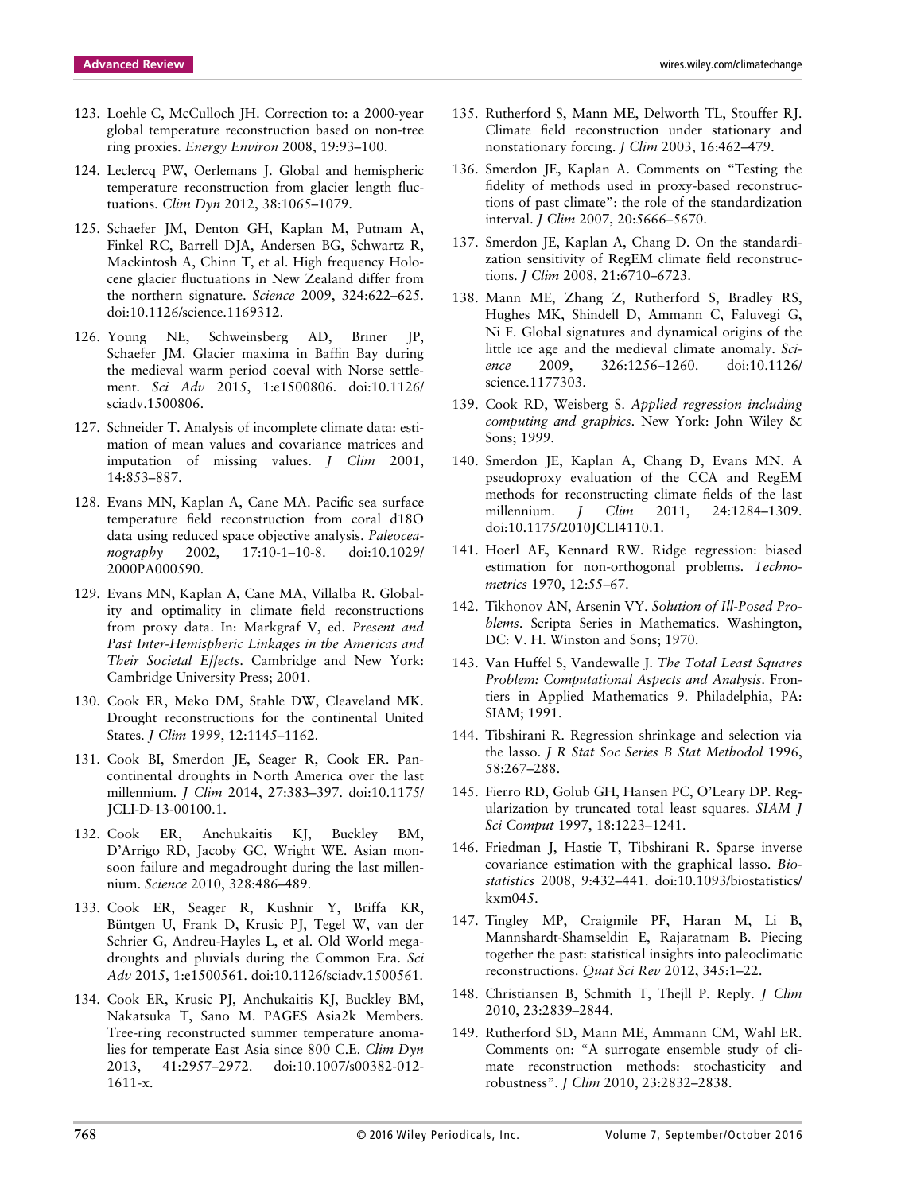123. Loehle C, McCulloch JH. Correction to: a 2000-year global temperature reconstruction based on non-tree ring proxies. *Energy Environ* 2008, 19:93–100.

124. Leclercq PW, Oerlemans J. Global and hemispheric temperature reconstruction from glacier length fluctuations. *Clim Dyn* 2012, 38:1065–1079.

125. Schaefer JM, Denton GH, Kaplan M, Putnam A, Finkel RC, Barrell DJA, Andersen BG, Schwartz R, Mackintosh A, Chinn T, et al. High frequency Holocene glacier fluctuations in New Zealand differ from the northern signature. *Science* 2009, 324:622–625. doi:10.1126/science.1169312.

126. Young NE, Schweinsberg AD, Briner JP, Schaefer JM. Glacier maxima in Baffin Bay during the medieval warm period coeval with Norse settlement. *Sci Adv* 2015, 1:e1500806. doi:10.1126/sciadv.1500806.

127. Schneider T. Analysis of incomplete climate data: estimation of mean values and covariance matrices and imputation of missing values. *J Clim* 2001, 14:853–887.

128. Evans MN, Kaplan A, Cane MA. Pacific sea surface temperature field reconstruction from coral d18O data using reduced space objective analysis. *Paleoceanography* 2002, 17:10-1–10-8. doi:10.1029/2000PA000590.

129. Evans MN, Kaplan A, Cane MA, Villalba R. Globality and optimality in climate field reconstructions from proxy data. In: Markgraf V, ed. *Present and Past Inter-Hemispheric Linkages in the Americas and Their Societal Effects*. Cambridge and New York: Cambridge University Press; 2001.

130. Cook ER, Meko DM, Stahle DW, Cleaveland MK. Drought reconstructions for the continental United States. *J Clim* 1999, 12:1145–1162.

131. Cook BI, Smerdon JE, Seager R, Cook ER. Pan-continental droughts in North America over the last millennium. *J Clim* 2014, 27:383–397. doi:10.1175/JCLI-D-13-00100.1.

132. Cook ER, Anchukaitis KJ, Buckley BM, D'Arrigo RD, Jacoby GC, Wright WE. Asian monsoon failure and megadrought during the last millennium. *Science* 2010, 328:486–489.

133. Cook ER, Seager R, Kushnir Y, Briffa KR, Büntgen U, Frank D, Krusic PJ, Tegel W, van der Schrier G, Andreu-Hayles L, et al. Old World megadroughts and pluvials during the Common Era. *Sci Adv* 2015, 1:e1500561. doi:10.1126/sciadv.1500561.

134. Cook ER, Krusic PJ, Anchukaitis KJ, Buckley BM, Nakatsuka T, Sano M. PAGES Asia2k Members. Tree-ring reconstructed summer temperature anomalies for temperate East Asia since 800 C.E. *Clim Dyn* 2013, 41:2957–2972. doi:10.1007/s00382-012-1611-x.

135. Rutherford S, Mann ME, Delworth TL, Stouffer RJ. Climate field reconstruction under stationary and nonstationary forcing. *J Clim* 2003, 16:462–479.

136. Smerdon JE, Kaplan A. Comments on "Testing the fidelity of methods used in proxy-based reconstructions of past climate": the role of the standardization interval. *J Clim* 2007, 20:5666–5670.

137. Smerdon JE, Kaplan A, Chang D. On the standardization sensitivity of RegEM climate field reconstructions. *J Clim* 2008, 21:6710–6723.

138. Mann ME, Zhang Z, Rutherford S, Bradley RS, Hughes MK, Shindell D, Ammann C, Faluvegi G, Ni F. Global signatures and dynamical origins of the little ice age and the medieval climate anomaly. *Science* 2009, 326:1256–1260. doi:10.1126/science.1177303.

139. Cook RD, Weisberg S. *Applied regression including computing and graphics*. New York: John Wiley & Sons; 1999.

140. Smerdon JE, Kaplan A, Chang D, Evans MN. A pseudoproxy evaluation of the CCA and RegEM methods for reconstructing climate fields of the last millennium. *J Clim* 2011, 24:1284–1309. doi:10.1175/2010JCLI4110.1.

141. Hoerl AE, Kennard RW. Ridge regression: biased estimation for non-orthogonal problems. *Technometrics* 1970, 12:55–67.

142. Tikhonov AN, Arsenin VY. *Solution of Ill-Posed Problems*. Scripta Series in Mathematics. Washington, DC: V. H. Winston and Sons; 1970.

143. Van Huffel S, Vandewalle J. *The Total Least Squares Problem: Computational Aspects and Analysis*. Frontiers in Applied Mathematics 9. Philadelphia, PA: SIAM; 1991.

144. Tibshirani R. Regression shrinkage and selection via the lasso. *J R Stat Soc Series B Stat Methodol* 1996, 58:267–288.

145. Fierro RD, Golub GH, Hansen PC, O'Leary DP. Regularization by truncated total least squares. *SIAM J Sci Comput* 1997, 18:1223–1241.

146. Friedman J, Hastie T, Tibshirani R. Sparse inverse covariance estimation with the graphical lasso. *Biostatistics* 2008, 9:432–441. doi:10.1093/biostatistics/kxm045.

147. Tingley MP, Craigmile PF, Haran M, Li B, Mannshardt-Shamseldin E, Rajaratnam B. Piecing together the past: statistical insights into paleoclimatic reconstructions. *Quat Sci Rev* 2012, 345:1–22.

148. Christiansen B, Schmith T, Thejll P. Reply. *J Clim* 2010, 23:2839–2844.

149. Rutherford SD, Mann ME, Ammann CM, Wahl ER. Comments on: "A surrogate ensemble study of climate reconstruction methods: stochasticity and robustness". *J Clim* 2010, 23:2832–2838.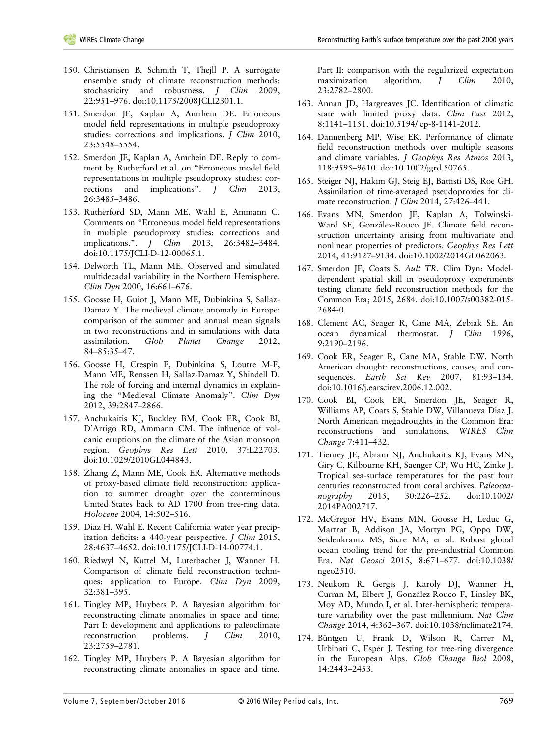150. Christiansen B, Schmith T, Thejll P. A surrogate ensemble study of climate reconstruction methods: stochasticity and robustness. *J Clim* 2009, 22:951–976. doi:10.1175/2008JCLI2301.1.

151. Smerdon JE, Kaplan A, Amrhein DE. Erroneous model field representations in multiple pseudoproxy studies: corrections and implications. *J Clim* 2010, 23:5548–5554.

152. Smerdon JE, Kaplan A, Amrhein DE. Reply to comment by Rutherford et al. on "Erroneous model field representations in multiple pseudoproxy studies: corrections and implications". *J Clim* 2013, 26:3485–3486.

153. Rutherford SD, Mann ME, Wahl E, Ammann C. Comments on "Erroneous model field representations in multiple pseudoproxy studies: corrections and implications.". *J Clim* 2013, 26:3482–3484. doi:10.1175/JCLI-D-12-00065.1.

154. Delworth TL, Mann ME. Observed and simulated multidecadal variability in the Northern Hemisphere. *Clim Dyn* 2000, 16:661–676.

155. Goosse H, Guiot J, Mann ME, Dubinkina S, Sallaz-Damaz Y. The medieval climate anomaly in Europe: comparison of the summer and annual mean signals in two reconstructions and in simulations with data assimilation. *Glob Planet Change* 2012, 84–85:35–47.

156. Goosse H, Crespin E, Dubinkina S, Loutre M-F, Mann ME, Renssen H, Sallaz-Damaz Y, Shindell D. The role of forcing and internal dynamics in explaining the "Medieval Climate Anomaly". *Clim Dyn* 2012, 39:2847–2866.

157. Anchukaitis KJ, Buckley BM, Cook ER, Cook BI, D'Arrigo RD, Ammann CM. The influence of volcanic eruptions on the climate of the Asian monsoon region. *Geophys Res Lett* 2010, 37:L22703. doi:10.1029/2010GL044843.

158. Zhang Z, Mann ME, Cook ER. Alternative methods of proxy-based climate field reconstruction: application to summer drought over the conterminous United States back to AD 1700 from tree-ring data. *Holocene* 2004, 14:502–516.

159. Diaz H, Wahl E. Recent California water year precipitation deficits: a 440-year perspective. *J Clim* 2015, 28:4637–4652. doi:10.1175/JCLI-D-14-00774.1.

160. Riedwyl N, Kuttel M, Luterbacher J, Wanner H. Comparison of climate field reconstruction techniques: application to Europe. *Clim Dyn* 2009, 32:381–395.

161. Tingley MP, Huybers P. A Bayesian algorithm for reconstructing climate anomalies in space and time. Part I: development and applications to paleoclimate reconstruction problems. *J Clim* 2010, 23:2759–2781.

162. Tingley MP, Huybers P. A Bayesian algorithm for reconstructing climate anomalies in space and time. Part II: comparison with the regularized expectation maximization algorithm. *J Clim* 2010, 23:2782–2800.

163. Annan JD, Hargreaves JC. Identification of climatic state with limited proxy data. *Clim Past* 2012, 8:1141–1151. doi:10.5194/ cp-8-1141-2012.

164. Dannenberg MP, Wise EK. Performance of climate field reconstruction methods over multiple seasons and climate variables. *J Geophys Res Atmos* 2013, 118:9595–9610. doi:10.1002/jgrd.50765.

165. Steiger NJ, Hakim GJ, Steig EJ, Battisti DS, Roe GH. Assimilation of time-averaged pseudoproxies for climate reconstruction. *J Clim* 2014, 27:426–441.

166. Evans MN, Smerdon JE, Kaplan A, Tolwinski-Ward SE, González-Rouco JF. Climate field reconstruction uncertainty arising from multivariate and nonlinear properties of predictors. *Geophys Res Lett* 2014, 41:9127–9134. doi:10.1002/2014GL062063.

167. Smerdon JE, Coats S. *Ault TR*. Clim Dyn: Model-dependent spatial skill in pseudoproxy experiments testing climate field reconstruction methods for the Common Era; 2015, 2684. doi:10.1007/s00382-015-2684-0.

168. Clement AC, Seager R, Cane MA, Zebiak SE. An ocean dynamical thermostat. *J Clim* 1996, 9:2190–2196.

169. Cook ER, Seager R, Cane MA, Stahle DW. North American drought: reconstructions, causes, and consequences. *Earth Sci Rev* 2007, 81:93–134. doi:10.1016/j.earscirev.2006.12.002.

170. Cook BI, Cook ER, Smerdon JE, Seager R, Williams AP, Coats S, Stahle DW, Villanueva Diaz J. North American megadroughts in the Common Era: reconstructions and simulations, *WIRES Clim Change* 7:411–432.

171. Tierney JE, Abram NJ, Anchukaitis KJ, Evans MN, Giry C, Kilbourne KH, Saenger CP, Wu HC, Zinke J. Tropical sea-surface temperatures for the past four centuries reconstructed from coral archives. *Paleoceanography* 2015, 30:226–252. doi:10.1002/2014PA002717.

172. McGregor HV, Evans MN, Goosse H, Leduc G, Martrat B, Addison JA, Mortyn PG, Oppo DW, Seidenkrantz MS, Sicre MA, et al. Robust global ocean cooling trend for the pre-industrial Common Era. *Nat Geosci* 2015, 8:671–677. doi:10.1038/ngeo2510.

173. Neukom R, Gergis J, Karoly DJ, Wanner H, Curran M, Elbert J, González-Rouco F, Linsley BK, Moy AD, Mundo I, et al. Inter-hemispheric temperature variability over the past millennium. *Nat Clim Change* 2014, 4:362–367. doi:10.1038/nclimate2174.

174. Büntgen U, Frank D, Wilson R, Carrer M, Urbinati C, Esper J. Testing for tree-ring divergence in the European Alps. *Glob Change Biol* 2008, 14:2443–2453.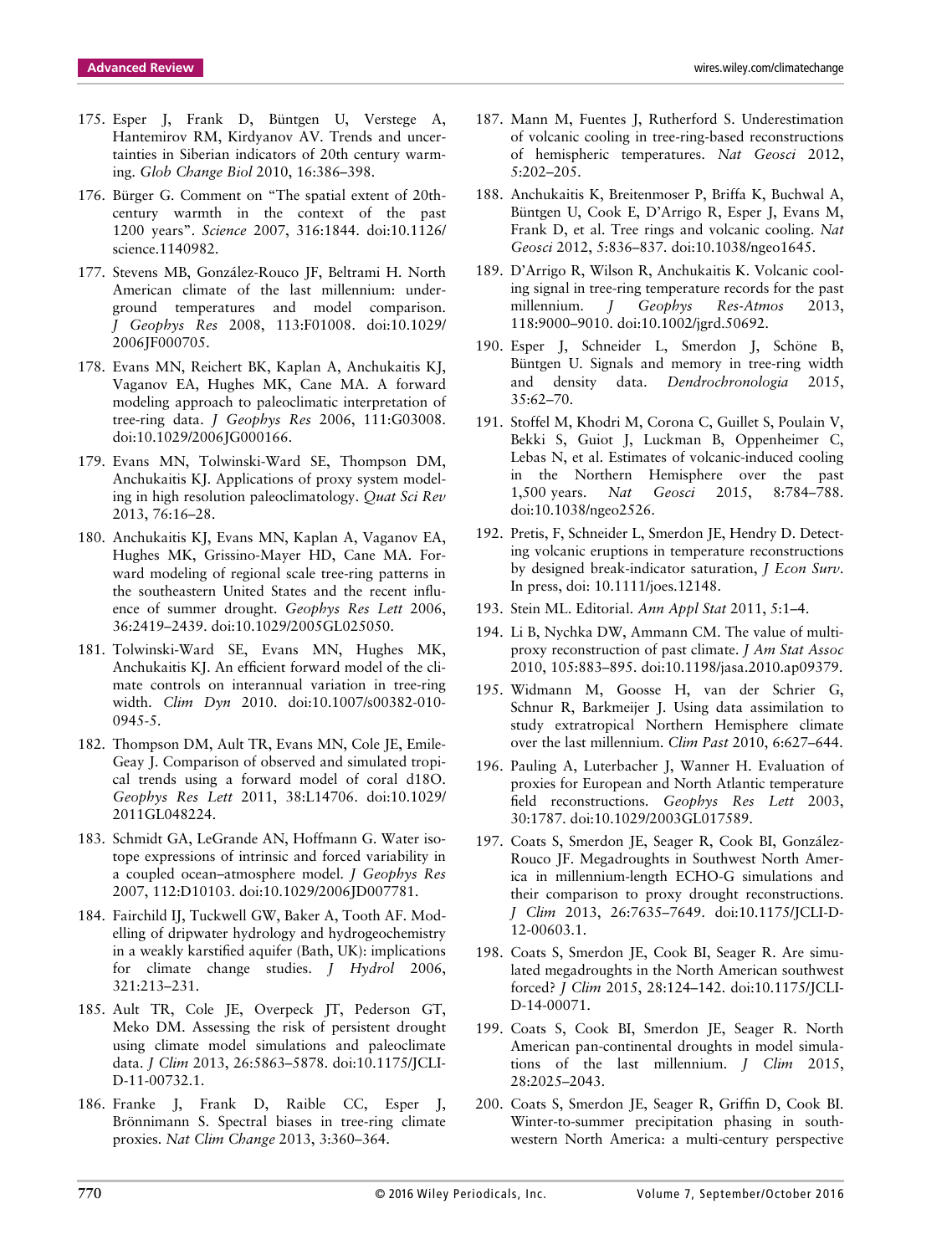175. Esper J, Frank D, Büntgen U, Verstege A, Hantemirov RM, Kirdyanov AV. Trends and uncertainties in Siberian indicators of 20th century warming. *Glob Change Biol* 2010, 16:386–398.

176. Bürger G. Comment on "The spatial extent of 20th-century warmth in the context of the past 1200 years". *Science* 2007, 316:1844. doi:10.1126/science.1140982.

177. Stevens MB, González-Rouco JF, Beltrami H. North American climate of the last millennium: underground temperatures and model comparison. *J Geophys Res* 2008, 113:F01008. doi:10.1029/2006JF000705.

178. Evans MN, Reichert BK, Kaplan A, Anchukaitis KJ, Vaganov EA, Hughes MK, Cane MA. A forward modeling approach to paleoclimatic interpretation of tree-ring data. *J Geophys Res* 2006, 111:G03008. doi:10.1029/2006JG000166.

179. Evans MN, Tolwinski-Ward SE, Thompson DM, Anchukaitis KJ. Applications of proxy system modeling in high resolution paleoclimatology. *Quat Sci Rev* 2013, 76:16–28.

180. Anchukaitis KJ, Evans MN, Kaplan A, Vaganov EA, Hughes MK, Grissino-Mayer HD, Cane MA. Forward modeling of regional scale tree-ring patterns in the southeastern United States and the recent influence of summer drought. *Geophys Res Lett* 2006, 36:2419–2439. doi:10.1029/2005GL025050.

181. Tolwinski-Ward SE, Evans MN, Hughes MK, Anchukaitis KJ. An efficient forward model of the climate controls on interannual variation in tree-ring width. *Clim Dyn* 2010. doi:10.1007/s00382-010-0945-5.

182. Thompson DM, Ault TR, Evans MN, Cole JE, Emile-Geay J. Comparison of observed and simulated tropical trends using a forward model of coral d18O. *Geophys Res Lett* 2011, 38:L14706. doi:10.1029/2011GL048224.

183. Schmidt GA, LeGrande AN, Hoffmann G. Water isotope expressions of intrinsic and forced variability in a coupled ocean–atmosphere model. *J Geophys Res* 2007, 112:D10103. doi:10.1029/2006JD007781.

184. Fairchild IJ, Tuckwell GW, Baker A, Tooth AF. Modelling of dripwater hydrology and hydrogeochemistry in a weakly karstified aquifer (Bath, UK): implications for climate change studies. *J Hydrol* 2006, 321:213–231.

185. Ault TR, Cole JE, Overpeck JT, Pederson GT, Meko DM. Assessing the risk of persistent drought using climate model simulations and paleoclimate data. *J Clim* 2013, 26:5863–5878. doi:10.1175/JCLI-D-11-00732.1.

186. Franke J, Frank D, Raible CC, Esper J, Brönnimann S. Spectral biases in tree-ring climate proxies. *Nat Clim Change* 2013, 3:360–364.

187. Mann M, Fuentes J, Rutherford S. Underestimation of volcanic cooling in tree-ring-based reconstructions of hemispheric temperatures. *Nat Geosci* 2012, 5:202–205.

188. Anchukaitis K, Breitenmoser P, Briffa K, Buchwal A, Büntgen U, Cook E, D'Arrigo R, Esper J, Evans M, Frank D, et al. Tree rings and volcanic cooling. *Nat Geosci* 2012, 5:836–837. doi:10.1038/ngeo1645.

189. D'Arrigo R, Wilson R, Anchukaitis K. Volcanic cooling signal in tree-ring temperature records for the past millennium. *J Geophys Res-Atmos* 2013, 118:9000–9010. doi:10.1002/jgrd.50692.

190. Esper J, Schneider L, Smerdon J, Schöne B, Büntgen U. Signals and memory in tree-ring width and density data. *Dendrochronologia* 2015, 35:62–70.

191. Stoffel M, Khodri M, Corona C, Guillet S, Poulain V, Bekki S, Guiot J, Luckman B, Oppenheimer C, Lebas N, et al. Estimates of volcanic-induced cooling in the Northern Hemisphere over the past 1,500 years. *Nat Geosci* 2015, 8:784–788. doi:10.1038/ngeo2526.

192. Pretis, F, Schneider L, Smerdon JE, Hendry D. Detecting volcanic eruptions in temperature reconstructions by designed break-indicator saturation, *J Econ Surv*. In press, doi: 10.1111/joes.12148.

193. Stein ML. Editorial. *Ann Appl Stat* 2011, 5:1–4.

194. Li B, Nychka DW, Ammann CM. The value of multiproxy reconstruction of past climate. *J Am Stat Assoc* 2010, 105:883–895. doi:10.1198/jasa.2010.ap09379.

195. Widmann M, Goosse H, van der Schrier G, Schnur R, Barkmeijer J. Using data assimilation to study extratropical Northern Hemisphere climate over the last millennium. *Clim Past* 2010, 6:627–644.

196. Pauling A, Luterbacher J, Wanner H. Evaluation of proxies for European and North Atlantic temperature field reconstructions. *Geophys Res Lett* 2003, 30:1787. doi:10.1029/2003GL017589.

197. Coats S, Smerdon JE, Seager R, Cook BI, González-Rouco JF. Megadroughts in Southwest North America in millennium-length ECHO-G simulations and their comparison to proxy drought reconstructions. *J Clim* 2013, 26:7635–7649. doi:10.1175/JCLI-D-12-00603.1.

198. Coats S, Smerdon JE, Cook BI, Seager R. Are simulated megadroughts in the North American southwest forced? *J Clim* 2015, 28:124–142. doi:10.1175/JCLI-D-14-00071.

199. Coats S, Cook BI, Smerdon JE, Seager R. North American pan-continental droughts in model simulations of the last millennium. *J Clim* 2015, 28:2025–2043.

200. Coats S, Smerdon JE, Seager R, Griffin D, Cook BI. Winter-to-summer precipitation phasing in southwestern North America: a multi-century perspective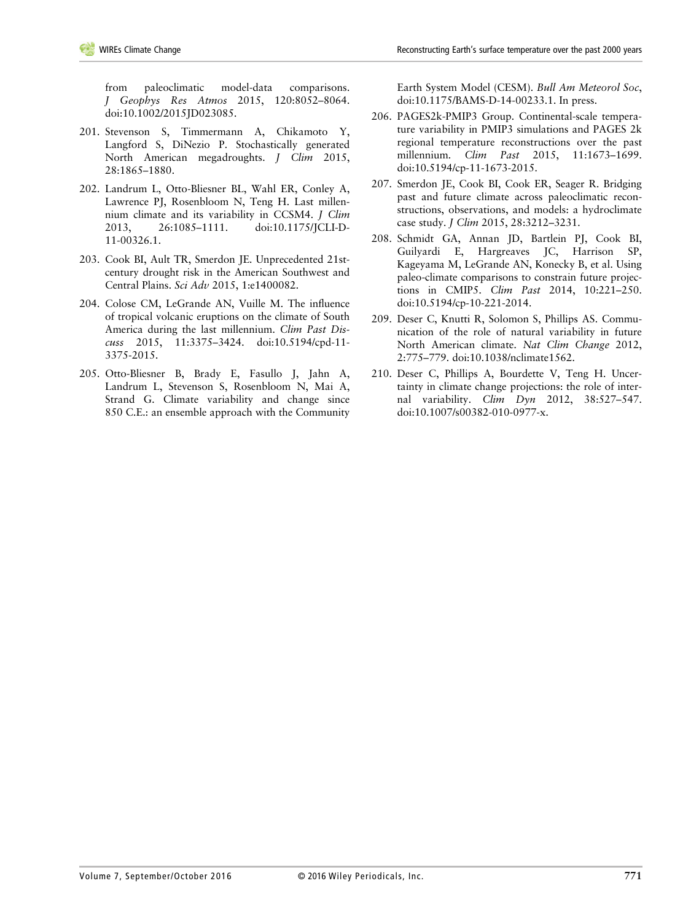from paleoclimatic model-data comparisons. *J Geophys Res Atmos* 2015, 120:8052–8064. doi:10.1002/2015JD023085.

201. Stevenson S, Timmermann A, Chikamoto Y, Langford S, DiNezio P. Stochastically generated North American megadroughts. *J Clim* 2015, 28:1865–1880.

202. Landrum L, Otto-Bliesner BL, Wahl ER, Conley A, Lawrence PJ, Rosenbloom N, Teng H. Last millennium climate and its variability in CCSM4. *J Clim* 2013, 26:1085–1111. doi:10.1175/JCLI-D-11-00326.1.

203. Cook BI, Ault TR, Smerdon JE. Unprecedented 21st-century drought risk in the American Southwest and Central Plains. *Sci Adv* 2015, 1:e1400082.

204. Colose CM, LeGrande AN, Vuille M. The influence of tropical volcanic eruptions on the climate of South America during the last millennium. *Clim Past Discuss* 2015, 11:3375–3424. doi:10.5194/cpd-11-3375-2015.

205. Otto-Bliesner B, Brady E, Fasullo J, Jahn A, Landrum L, Stevenson S, Rosenbloom N, Mai A, Strand G. Climate variability and change since 850 C.E.: an ensemble approach with the Community Earth System Model (CESM). *Bull Am Meteorol Soc*, doi:10.1175/BAMS-D-14-00233.1. In press.

206. PAGES2k-PMIP3 Group. Continental-scale temperature variability in PMIP3 simulations and PAGES 2k regional temperature reconstructions over the past millennium. *Clim Past* 2015, 11:1673–1699. doi:10.5194/cp-11-1673-2015.

207. Smerdon JE, Cook BI, Cook ER, Seager R. Bridging past and future climate across paleoclimatic reconstructions, observations, and models: a hydroclimate case study. *J Clim* 2015, 28:3212–3231.

208. Schmidt GA, Annan JD, Bartlein PJ, Cook BI, Guilyardi E, Hargreaves JC, Harrison SP, Kageyama M, LeGrande AN, Konecky B, et al. Using paleo-climate comparisons to constrain future projections in CMIP5. *Clim Past* 2014, 10:221–250. doi:10.5194/cp-10-221-2014.

209. Deser C, Knutti R, Solomon S, Phillips AS. Communication of the role of natural variability in future North American climate. *Nat Clim Change* 2012, 2:775–779. doi:10.1038/nclimate1562.

210. Deser C, Phillips A, Bourdette V, Teng H. Uncertainty in climate change projections: the role of internal variability. *Clim Dyn* 2012, 38:527–547. doi:10.1007/s00382-010-0977-x.